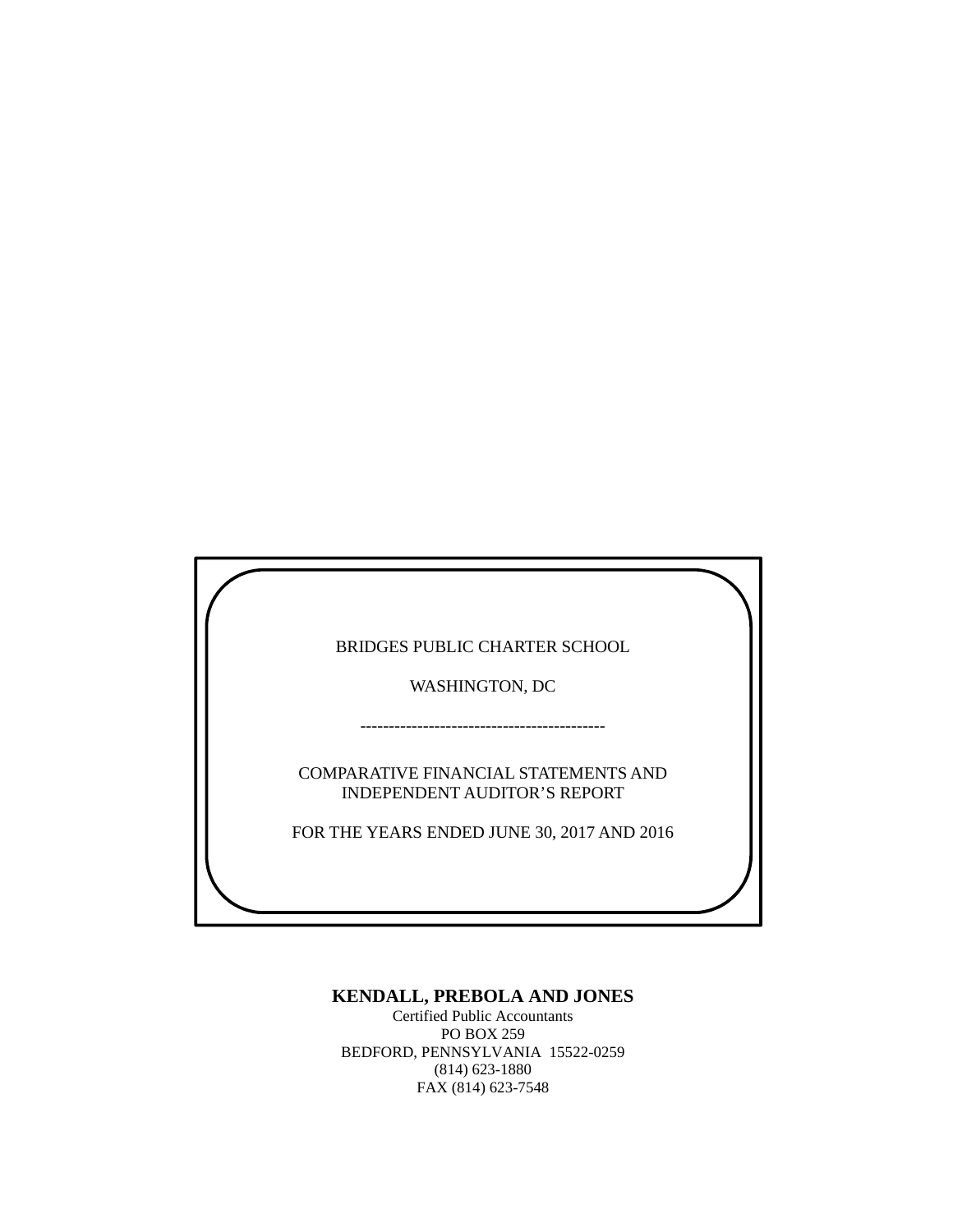BRIDGES PUBLIC CHARTER SCHOOL

WASHINGTON, DC

--------------------------------------------

COMPARATIVE FINANCIAL STATEMENTS AND INDEPENDENT AUDITOR'S REPORT

FOR THE YEARS ENDED JUNE 30, 2017 AND 2016

**KENDALL, PREBOLA AND JONES**

Certified Public Accountants
PO BOX 259
BEDFORD, PENNSYLVANIA 15522-0259
(814) 623-1880
FAX (814) 623-7548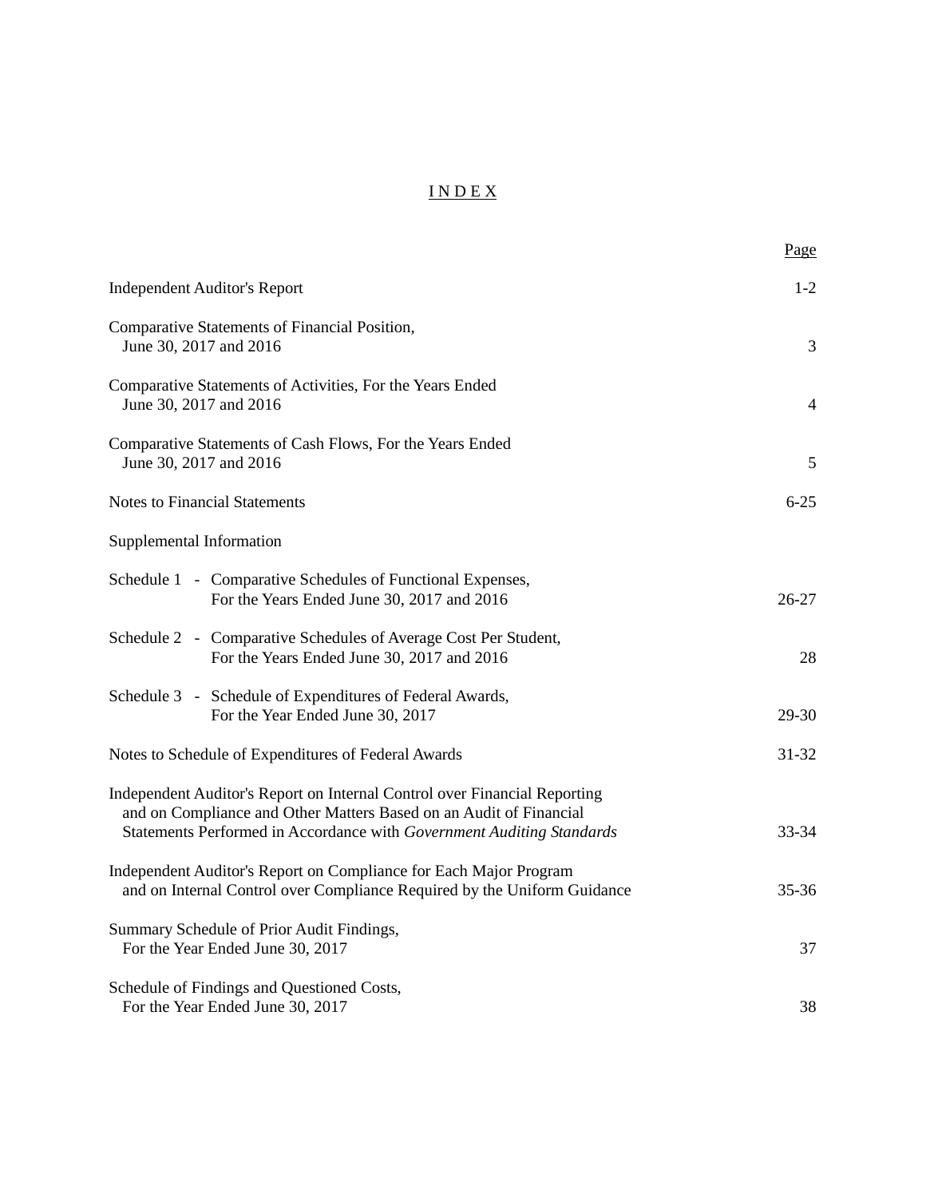# I N D E X

| | Page |
|---|---|
| Independent Auditor's Report | 1-2 |
| Comparative Statements of Financial Position, June 30, 2017 and 2016 | 3 |
| Comparative Statements of Activities, For the Years Ended June 30, 2017 and 2016 | 4 |
| Comparative Statements of Cash Flows, For the Years Ended June 30, 2017 and 2016 | 5 |
| Notes to Financial Statements | 6-25 |
| Supplemental Information | |
| Schedule 1 - Comparative Schedules of Functional Expenses, For the Years Ended June 30, 2017 and 2016 | 26-27 |
| Schedule 2 - Comparative Schedules of Average Cost Per Student, For the Years Ended June 30, 2017 and 2016 | 28 |
| Schedule 3 - Schedule of Expenditures of Federal Awards, For the Year Ended June 30, 2017 | 29-30 |
| Notes to Schedule of Expenditures of Federal Awards | 31-32 |
| Independent Auditor's Report on Internal Control over Financial Reporting and on Compliance and Other Matters Based on an Audit of Financial Statements Performed in Accordance with *Government Auditing Standards* | 33-34 |
| Independent Auditor's Report on Compliance for Each Major Program and on Internal Control over Compliance Required by the Uniform Guidance | 35-36 |
| Summary Schedule of Prior Audit Findings, For the Year Ended June 30, 2017 | 37 |
| Schedule of Findings and Questioned Costs, For the Year Ended June 30, 2017 | 38 |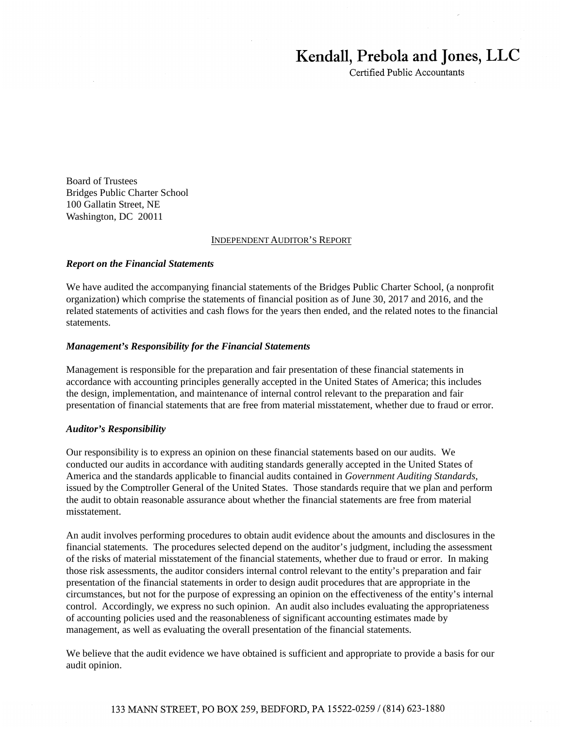Kendall, Prebola and Jones, LLC
Certified Public Accountants

Board of Trustees
Bridges Public Charter School
100 Gallatin Street, NE
Washington, DC 20011

INDEPENDENT AUDITOR'S REPORT

***Report on the Financial Statements***

We have audited the accompanying financial statements of the Bridges Public Charter School, (a nonprofit organization) which comprise the statements of financial position as of June 30, 2017 and 2016, and the related statements of activities and cash flows for the years then ended, and the related notes to the financial statements.

***Management's Responsibility for the Financial Statements***

Management is responsible for the preparation and fair presentation of these financial statements in accordance with accounting principles generally accepted in the United States of America; this includes the design, implementation, and maintenance of internal control relevant to the preparation and fair presentation of financial statements that are free from material misstatement, whether due to fraud or error.

***Auditor's Responsibility***

Our responsibility is to express an opinion on these financial statements based on our audits. We conducted our audits in accordance with auditing standards generally accepted in the United States of America and the standards applicable to financial audits contained in *Government Auditing Standards*, issued by the Comptroller General of the United States. Those standards require that we plan and perform the audit to obtain reasonable assurance about whether the financial statements are free from material misstatement.

An audit involves performing procedures to obtain audit evidence about the amounts and disclosures in the financial statements. The procedures selected depend on the auditor's judgment, including the assessment of the risks of material misstatement of the financial statements, whether due to fraud or error. In making those risk assessments, the auditor considers internal control relevant to the entity's preparation and fair presentation of the financial statements in order to design audit procedures that are appropriate in the circumstances, but not for the purpose of expressing an opinion on the effectiveness of the entity's internal control. Accordingly, we express no such opinion. An audit also includes evaluating the appropriateness of accounting policies used and the reasonableness of significant accounting estimates made by management, as well as evaluating the overall presentation of the financial statements.

We believe that the audit evidence we have obtained is sufficient and appropriate to provide a basis for our audit opinion.

133 MANN STREET, PO BOX 259, BEDFORD, PA 15522-0259 / (814) 623-1880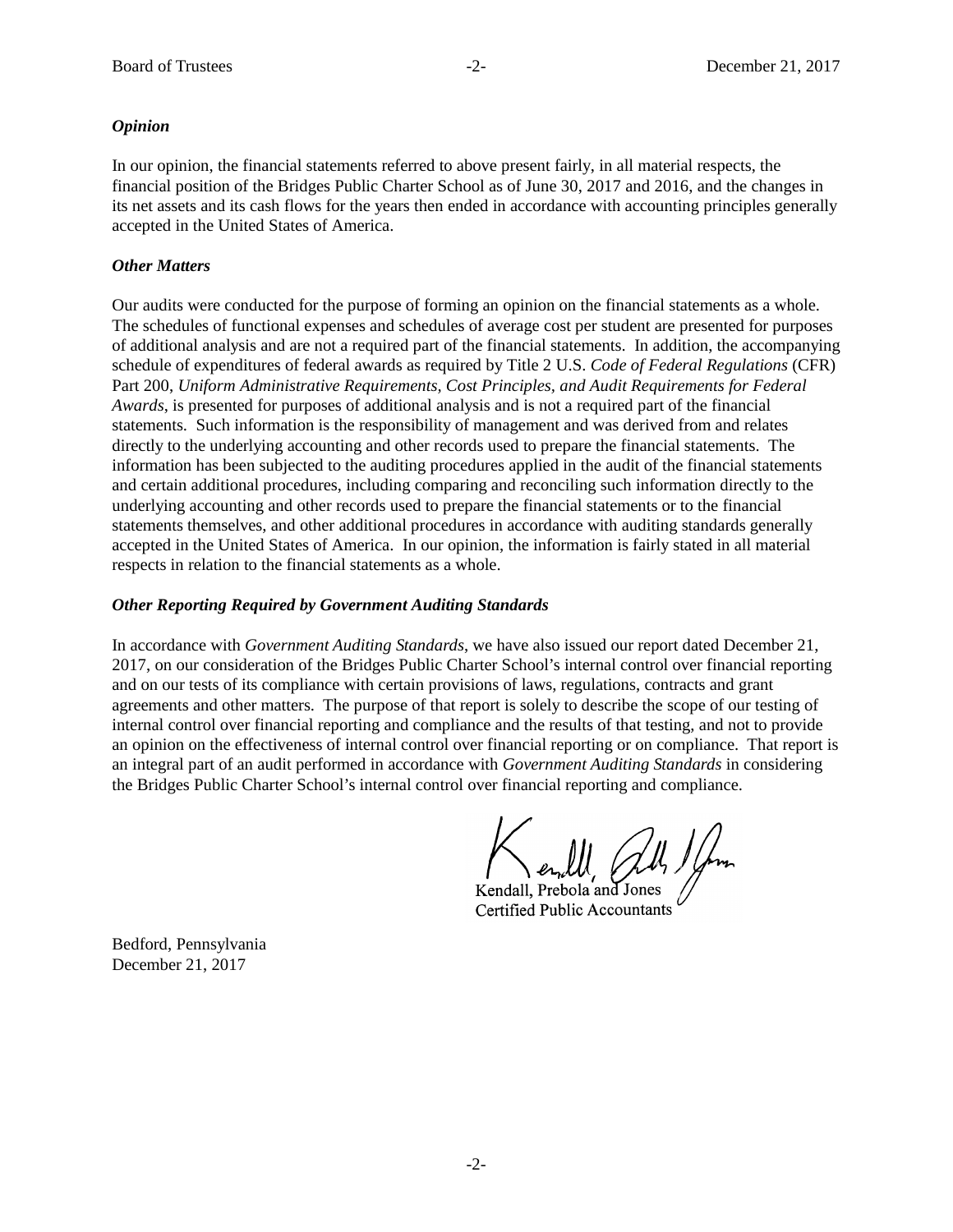***Opinion***

In our opinion, the financial statements referred to above present fairly, in all material respects, the financial position of the Bridges Public Charter School as of June 30, 2017 and 2016, and the changes in its net assets and its cash flows for the years then ended in accordance with accounting principles generally accepted in the United States of America.

***Other Matters***

Our audits were conducted for the purpose of forming an opinion on the financial statements as a whole. The schedules of functional expenses and schedules of average cost per student are presented for purposes of additional analysis and are not a required part of the financial statements. In addition, the accompanying schedule of expenditures of federal awards as required by Title 2 U.S. *Code of Federal Regulations* (CFR) Part 200, *Uniform Administrative Requirements, Cost Principles, and Audit Requirements for Federal Awards*, is presented for purposes of additional analysis and is not a required part of the financial statements. Such information is the responsibility of management and was derived from and relates directly to the underlying accounting and other records used to prepare the financial statements. The information has been subjected to the auditing procedures applied in the audit of the financial statements and certain additional procedures, including comparing and reconciling such information directly to the underlying accounting and other records used to prepare the financial statements or to the financial statements themselves, and other additional procedures in accordance with auditing standards generally accepted in the United States of America. In our opinion, the information is fairly stated in all material respects in relation to the financial statements as a whole.

***Other Reporting Required by Government Auditing Standards***

In accordance with *Government Auditing Standards*, we have also issued our report dated December 21, 2017, on our consideration of the Bridges Public Charter School's internal control over financial reporting and on our tests of its compliance with certain provisions of laws, regulations, contracts and grant agreements and other matters. The purpose of that report is solely to describe the scope of our testing of internal control over financial reporting and compliance and the results of that testing, and not to provide an opinion on the effectiveness of internal control over financial reporting or on compliance. That report is an integral part of an audit performed in accordance with *Government Auditing Standards* in considering the Bridges Public Charter School's internal control over financial reporting and compliance.

Kendall, Prebola and Jones
Certified Public Accountants

Bedford, Pennsylvania
December 21, 2017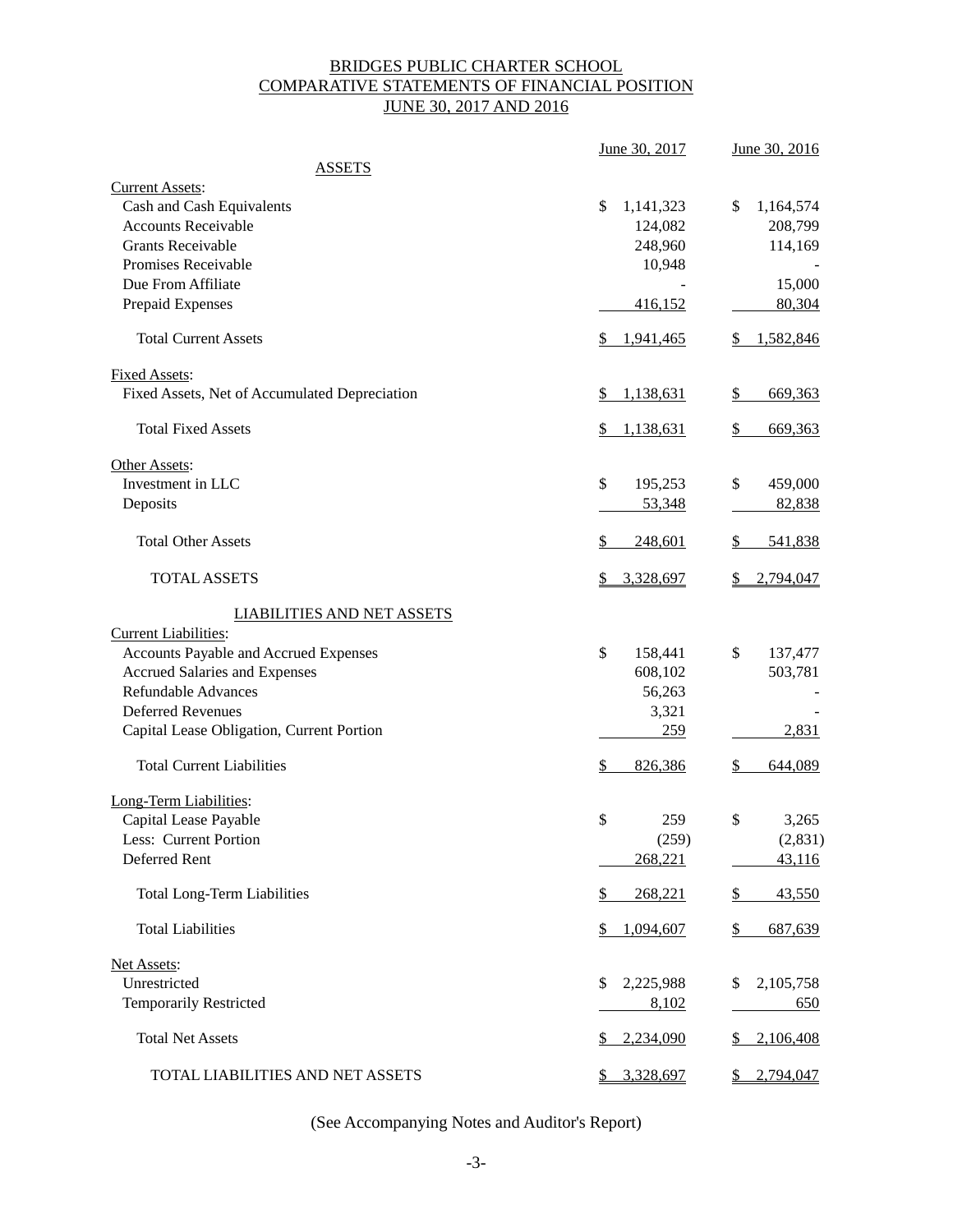# BRIDGES PUBLIC CHARTER SCHOOL
## COMPARATIVE STATEMENTS OF FINANCIAL POSITION
### JUNE 30, 2017 AND 2016

| | June 30, 2017 | June 30, 2016 |
|---|---|---|
| **ASSETS** | | |
| Current Assets: | | |
| Cash and Cash Equivalents | $ 1,141,323 | $ 1,164,574 |
| Accounts Receivable | 124,082 | 208,799 |
| Grants Receivable | 248,960 | 114,169 |
| Promises Receivable | 10,948 | - |
| Due From Affiliate | - | 15,000 |
| Prepaid Expenses | 416,152 | 80,304 |
| Total Current Assets | $ 1,941,465 | $ 1,582,846 |
| Fixed Assets: | | |
| Fixed Assets, Net of Accumulated Depreciation | $ 1,138,631 | $ 669,363 |
| Total Fixed Assets | $ 1,138,631 | $ 669,363 |
| Other Assets: | | |
| Investment in LLC | $ 195,253 | $ 459,000 |
| Deposits | 53,348 | 82,838 |
| Total Other Assets | $ 248,601 | $ 541,838 |
| TOTAL ASSETS | $ 3,328,697 | $ 2,794,047 |
| **LIABILITIES AND NET ASSETS** | | |
| Current Liabilities: | | |
| Accounts Payable and Accrued Expenses | $ 158,441 | $ 137,477 |
| Accrued Salaries and Expenses | 608,102 | 503,781 |
| Refundable Advances | 56,263 | - |
| Deferred Revenues | 3,321 | - |
| Capital Lease Obligation, Current Portion | 259 | 2,831 |
| Total Current Liabilities | $ 826,386 | $ 644,089 |
| Long-Term Liabilities: | | |
| Capital Lease Payable | $ 259 | $ 3,265 |
| Less: Current Portion | (259) | (2,831) |
| Deferred Rent | 268,221 | 43,116 |
| Total Long-Term Liabilities | $ 268,221 | $ 43,550 |
| Total Liabilities | $ 1,094,607 | $ 687,639 |
| Net Assets: | | |
| Unrestricted | $ 2,225,988 | $ 2,105,758 |
| Temporarily Restricted | 8,102 | 650 |
| Total Net Assets | $ 2,234,090 | $ 2,106,408 |
| TOTAL LIABILITIES AND NET ASSETS | $ 3,328,697 | $ 2,794,047 |

(See Accompanying Notes and Auditor's Report)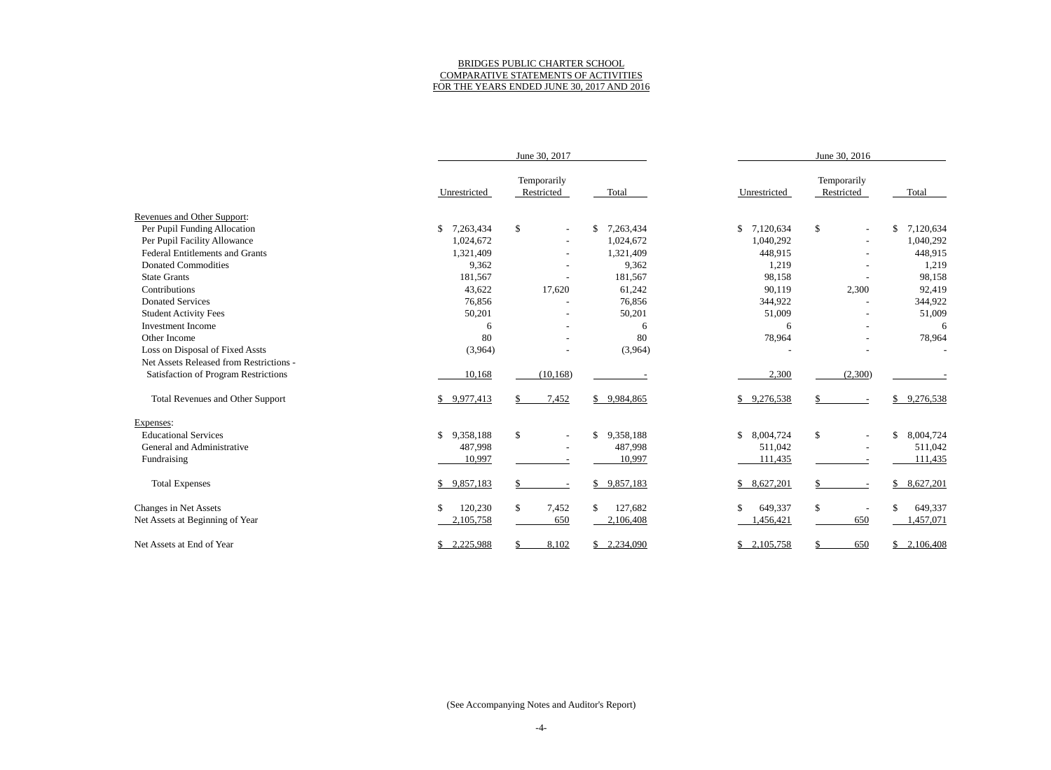BRIDGES PUBLIC CHARTER SCHOOL
COMPARATIVE STATEMENTS OF ACTIVITIES
FOR THE YEARS ENDED JUNE 30, 2017 AND 2016

| | June 30, 2017 | | | June 30, 2016 | | |
|---|---|---|---|---|---|---|
| | Unrestricted | Temporarily Restricted | Total | Unrestricted | Temporarily Restricted | Total |
| Revenues and Other Support: | | | | | | |
| Per Pupil Funding Allocation | $ 7,263,434 | $ - | $ 7,263,434 | $ 7,120,634 | $ - | $ 7,120,634 |
| Per Pupil Facility Allowance | 1,024,672 | - | 1,024,672 | 1,040,292 | - | 1,040,292 |
| Federal Entitlements and Grants | 1,321,409 | - | 1,321,409 | 448,915 | - | 448,915 |
| Donated Commodities | 9,362 | - | 9,362 | 1,219 | - | 1,219 |
| State Grants | 181,567 | - | 181,567 | 98,158 | - | 98,158 |
| Contributions | 43,622 | 17,620 | 61,242 | 90,119 | 2,300 | 92,419 |
| Donated Services | 76,856 | - | 76,856 | 344,922 | - | 344,922 |
| Student Activity Fees | 50,201 | - | 50,201 | 51,009 | - | 51,009 |
| Investment Income | 6 | - | 6 | 6 | - | 6 |
| Other Income | 80 | - | 80 | 78,964 | - | 78,964 |
| Loss on Disposal of Fixed Assts | (3,964) | - | (3,964) | - | - | - |
| Net Assets Released from Restrictions - Satisfaction of Program Restrictions | 10,168 | (10,168) | - | 2,300 | (2,300) | - |
| Total Revenues and Other Support | $ 9,977,413 | $ 7,452 | $ 9,984,865 | $ 9,276,538 | $ - | $ 9,276,538 |
| Expenses: | | | | | | |
| Educational Services | $ 9,358,188 | $ - | $ 9,358,188 | $ 8,004,724 | $ - | $ 8,004,724 |
| General and Administrative | 487,998 | - | 487,998 | 511,042 | - | 511,042 |
| Fundraising | 10,997 | - | 10,997 | 111,435 | - | 111,435 |
| Total Expenses | $ 9,857,183 | $ - | $ 9,857,183 | $ 8,627,201 | $ - | $ 8,627,201 |
| Changes in Net Assets | $ 120,230 | $ 7,452 | $ 127,682 | $ 649,337 | $ - | $ 649,337 |
| Net Assets at Beginning of Year | 2,105,758 | 650 | 2,106,408 | 1,456,421 | 650 | 1,457,071 |
| Net Assets at End of Year | $ 2,225,988 | $ 8,102 | $ 2,234,090 | $ 2,105,758 | $ 650 | $ 2,106,408 |

(See Accompanying Notes and Auditor's Report)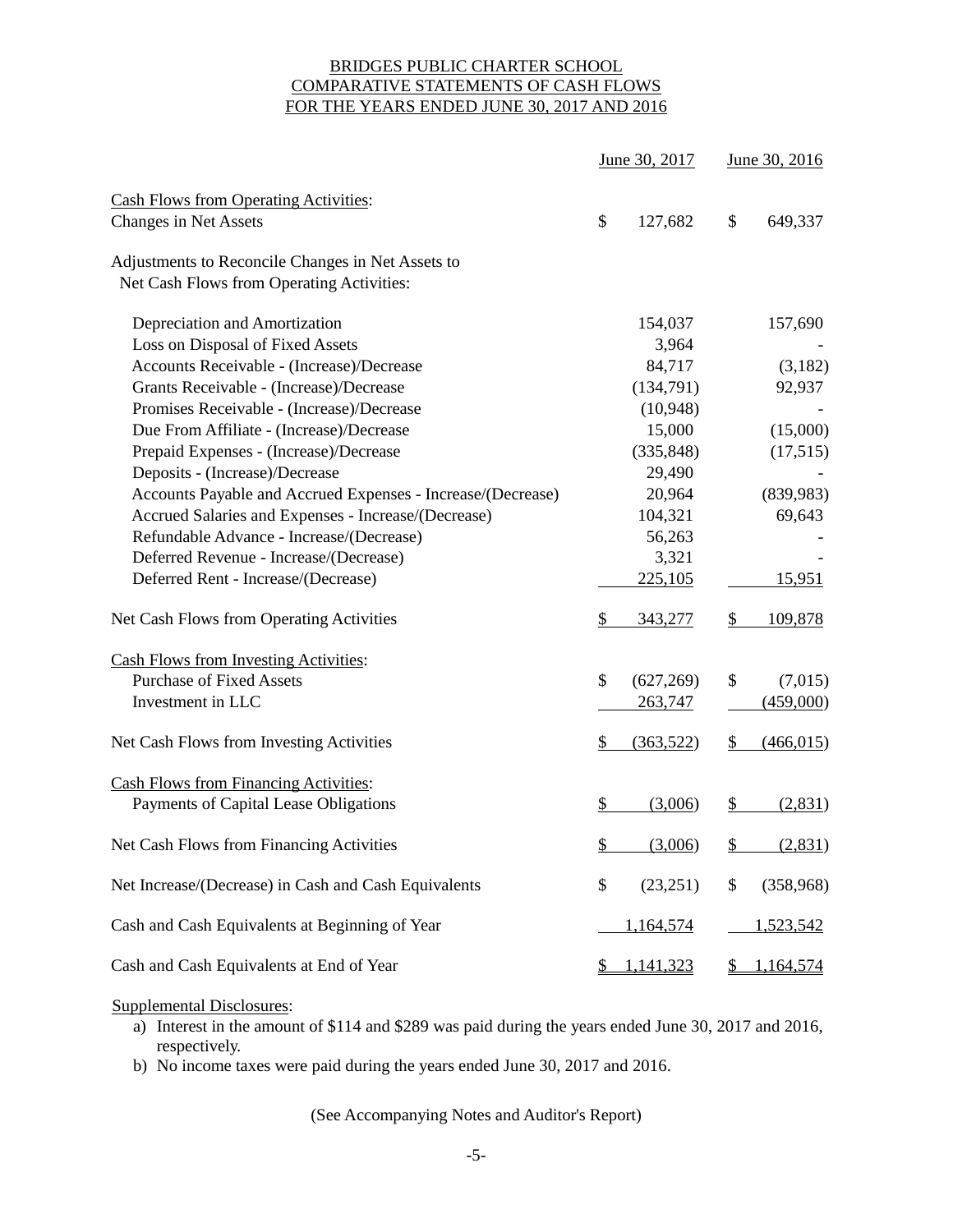# BRIDGES PUBLIC CHARTER SCHOOL
## COMPARATIVE STATEMENTS OF CASH FLOWS
## FOR THE YEARS ENDED JUNE 30, 2017 AND 2016

| | June 30, 2017 | June 30, 2016 |
|---|---|---|
| **Cash Flows from Operating Activities**: | | |
| Changes in Net Assets | $ 127,682 | $ 649,337 |
| Adjustments to Reconcile Changes in Net Assets to Net Cash Flows from Operating Activities: | | |
| Depreciation and Amortization | 154,037 | 157,690 |
| Loss on Disposal of Fixed Assets | 3,964 | - |
| Accounts Receivable - (Increase)/Decrease | 84,717 | (3,182) |
| Grants Receivable - (Increase)/Decrease | (134,791) | 92,937 |
| Promises Receivable - (Increase)/Decrease | (10,948) | - |
| Due From Affiliate - (Increase)/Decrease | 15,000 | (15,000) |
| Prepaid Expenses - (Increase)/Decrease | (335,848) | (17,515) |
| Deposits - (Increase)/Decrease | 29,490 | - |
| Accounts Payable and Accrued Expenses - Increase/(Decrease) | 20,964 | (839,983) |
| Accrued Salaries and Expenses - Increase/(Decrease) | 104,321 | 69,643 |
| Refundable Advance - Increase/(Decrease) | 56,263 | - |
| Deferred Revenue - Increase/(Decrease) | 3,321 | - |
| Deferred Rent - Increase/(Decrease) | 225,105 | 15,951 |
| Net Cash Flows from Operating Activities | $ 343,277 | $ 109,878 |
| **Cash Flows from Investing Activities**: | | |
| Purchase of Fixed Assets | $ (627,269) | $ (7,015) |
| Investment in LLC | 263,747 | (459,000) |
| Net Cash Flows from Investing Activities | $ (363,522) | $ (466,015) |
| **Cash Flows from Financing Activities**: | | |
| Payments of Capital Lease Obligations | $ (3,006) | $ (2,831) |
| Net Cash Flows from Financing Activities | $ (3,006) | $ (2,831) |
| Net Increase/(Decrease) in Cash and Cash Equivalents | $ (23,251) | $ (358,968) |
| Cash and Cash Equivalents at Beginning of Year | 1,164,574 | 1,523,542 |
| Cash and Cash Equivalents at End of Year | $ 1,141,323 | $ 1,164,574 |

Supplemental Disclosures:

a) Interest in the amount of $114 and $289 was paid during the years ended June 30, 2017 and 2016, respectively.
b) No income taxes were paid during the years ended June 30, 2017 and 2016.

(See Accompanying Notes and Auditor's Report)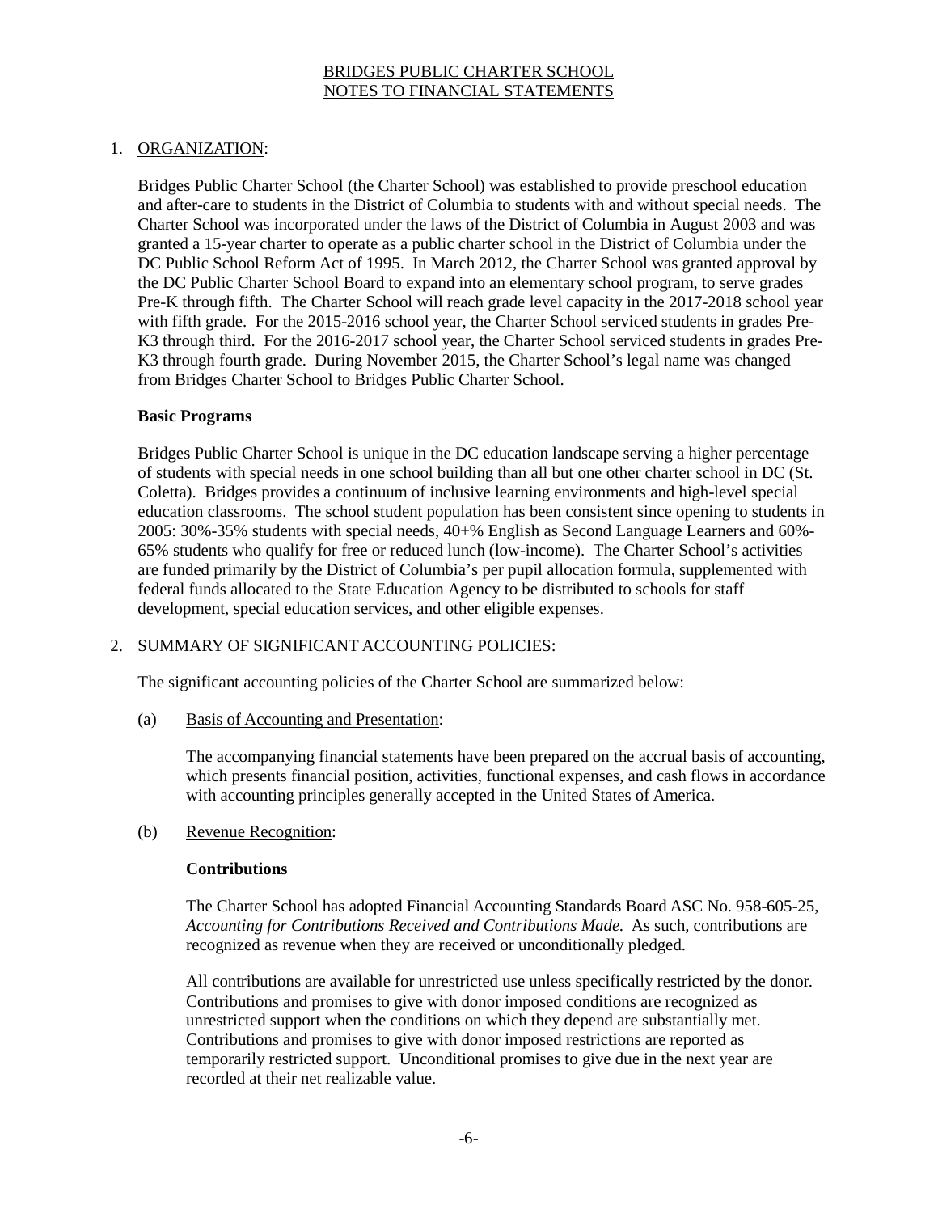# BRIDGES PUBLIC CHARTER SCHOOL
# NOTES TO FINANCIAL STATEMENTS

## 1. ORGANIZATION:

Bridges Public Charter School (the Charter School) was established to provide preschool education and after-care to students in the District of Columbia to students with and without special needs. The Charter School was incorporated under the laws of the District of Columbia in August 2003 and was granted a 15-year charter to operate as a public charter school in the District of Columbia under the DC Public School Reform Act of 1995. In March 2012, the Charter School was granted approval by the DC Public Charter School Board to expand into an elementary school program, to serve grades Pre-K through fifth. The Charter School will reach grade level capacity in the 2017-2018 school year with fifth grade. For the 2015-2016 school year, the Charter School serviced students in grades Pre-K3 through third. For the 2016-2017 school year, the Charter School serviced students in grades Pre-K3 through fourth grade. During November 2015, the Charter School's legal name was changed from Bridges Charter School to Bridges Public Charter School.

**Basic Programs**

Bridges Public Charter School is unique in the DC education landscape serving a higher percentage of students with special needs in one school building than all but one other charter school in DC (St. Coletta). Bridges provides a continuum of inclusive learning environments and high-level special education classrooms. The school student population has been consistent since opening to students in 2005: 30%-35% students with special needs, 40+% English as Second Language Learners and 60%-65% students who qualify for free or reduced lunch (low-income). The Charter School's activities are funded primarily by the District of Columbia's per pupil allocation formula, supplemented with federal funds allocated to the State Education Agency to be distributed to schools for staff development, special education services, and other eligible expenses.

## 2. SUMMARY OF SIGNIFICANT ACCOUNTING POLICIES:

The significant accounting policies of the Charter School are summarized below:

(a) Basis of Accounting and Presentation:

The accompanying financial statements have been prepared on the accrual basis of accounting, which presents financial position, activities, functional expenses, and cash flows in accordance with accounting principles generally accepted in the United States of America.

(b) Revenue Recognition:

**Contributions**

The Charter School has adopted Financial Accounting Standards Board ASC No. 958-605-25, *Accounting for Contributions Received and Contributions Made.* As such, contributions are recognized as revenue when they are received or unconditionally pledged.

All contributions are available for unrestricted use unless specifically restricted by the donor. Contributions and promises to give with donor imposed conditions are recognized as unrestricted support when the conditions on which they depend are substantially met. Contributions and promises to give with donor imposed restrictions are reported as temporarily restricted support. Unconditional promises to give due in the next year are recorded at their net realizable value.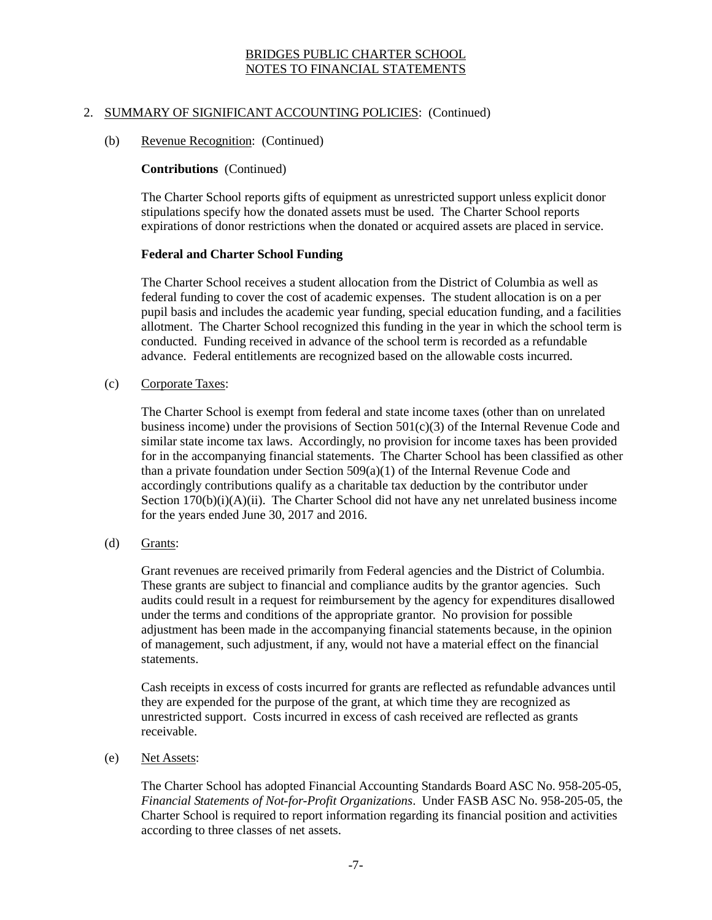# BRIDGES PUBLIC CHARTER SCHOOL
## NOTES TO FINANCIAL STATEMENTS

2. SUMMARY OF SIGNIFICANT ACCOUNTING POLICIES: (Continued)

   (b) Revenue Recognition: (Continued)

   **Contributions** (Continued)

   The Charter School reports gifts of equipment as unrestricted support unless explicit donor stipulations specify how the donated assets must be used. The Charter School reports expirations of donor restrictions when the donated or acquired assets are placed in service.

   **Federal and Charter School Funding**

   The Charter School receives a student allocation from the District of Columbia as well as federal funding to cover the cost of academic expenses. The student allocation is on a per pupil basis and includes the academic year funding, special education funding, and a facilities allotment. The Charter School recognized this funding in the year in which the school term is conducted. Funding received in advance of the school term is recorded as a refundable advance. Federal entitlements are recognized based on the allowable costs incurred.

   (c) Corporate Taxes:

   The Charter School is exempt from federal and state income taxes (other than on unrelated business income) under the provisions of Section 501(c)(3) of the Internal Revenue Code and similar state income tax laws. Accordingly, no provision for income taxes has been provided for in the accompanying financial statements. The Charter School has been classified as other than a private foundation under Section 509(a)(1) of the Internal Revenue Code and accordingly contributions qualify as a charitable tax deduction by the contributor under Section 170(b)(i)(A)(ii). The Charter School did not have any net unrelated business income for the years ended June 30, 2017 and 2016.

   (d) Grants:

   Grant revenues are received primarily from Federal agencies and the District of Columbia. These grants are subject to financial and compliance audits by the grantor agencies. Such audits could result in a request for reimbursement by the agency for expenditures disallowed under the terms and conditions of the appropriate grantor. No provision for possible adjustment has been made in the accompanying financial statements because, in the opinion of management, such adjustment, if any, would not have a material effect on the financial statements.

   Cash receipts in excess of costs incurred for grants are reflected as refundable advances until they are expended for the purpose of the grant, at which time they are recognized as unrestricted support. Costs incurred in excess of cash received are reflected as grants receivable.

   (e) Net Assets:

   The Charter School has adopted Financial Accounting Standards Board ASC No. 958-205-05, *Financial Statements of Not-for-Profit Organizations*. Under FASB ASC No. 958-205-05, the Charter School is required to report information regarding its financial position and activities according to three classes of net assets.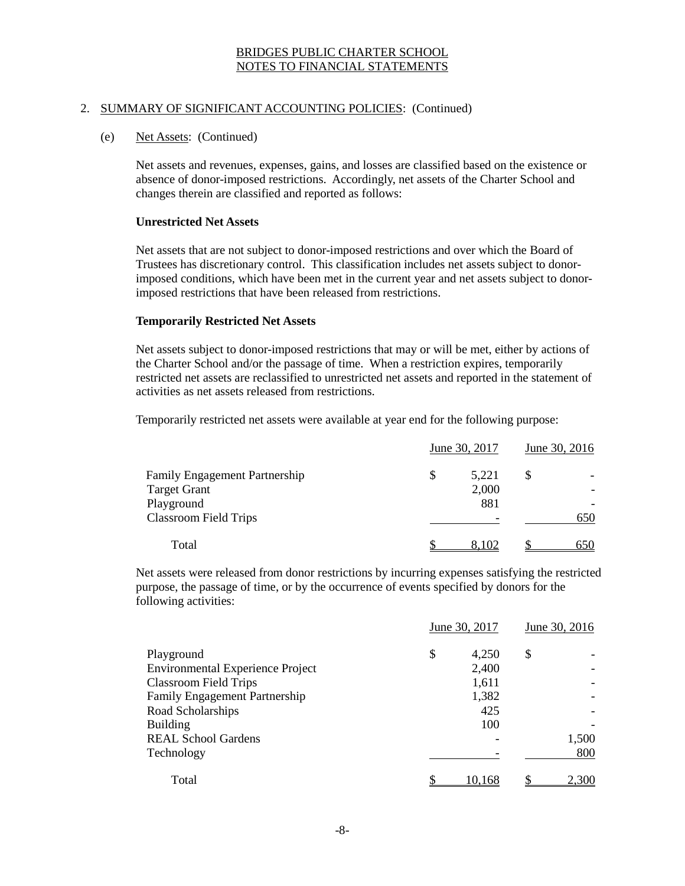BRIDGES PUBLIC CHARTER SCHOOL
NOTES TO FINANCIAL STATEMENTS

2. SUMMARY OF SIGNIFICANT ACCOUNTING POLICIES: (Continued)

(e) Net Assets: (Continued)

Net assets and revenues, expenses, gains, and losses are classified based on the existence or absence of donor-imposed restrictions. Accordingly, net assets of the Charter School and changes therein are classified and reported as follows:

**Unrestricted Net Assets**

Net assets that are not subject to donor-imposed restrictions and over which the Board of Trustees has discretionary control. This classification includes net assets subject to donor-imposed conditions, which have been met in the current year and net assets subject to donor-imposed restrictions that have been released from restrictions.

**Temporarily Restricted Net Assets**

Net assets subject to donor-imposed restrictions that may or will be met, either by actions of the Charter School and/or the passage of time. When a restriction expires, temporarily restricted net assets are reclassified to unrestricted net assets and reported in the statement of activities as net assets released from restrictions.

Temporarily restricted net assets were available at year end for the following purpose:

| | June 30, 2017 | June 30, 2016 |
|---|---|---|
| Family Engagement Partnership | $ 5,221 | $ - |
| Target Grant | 2,000 | - |
| Playground | 881 | - |
| Classroom Field Trips | - | 650 |
| Total | $ 8,102 | $ 650 |

Net assets were released from donor restrictions by incurring expenses satisfying the restricted purpose, the passage of time, or by the occurrence of events specified by donors for the following activities:

| | June 30, 2017 | June 30, 2016 |
|---|---|---|
| Playground | $ 4,250 | $ - |
| Environmental Experience Project | 2,400 | - |
| Classroom Field Trips | 1,611 | - |
| Family Engagement Partnership | 1,382 | - |
| Road Scholarships | 425 | - |
| Building | 100 | - |
| REAL School Gardens | - | 1,500 |
| Technology | - | 800 |
| Total | $ 10,168 | $ 2,300 |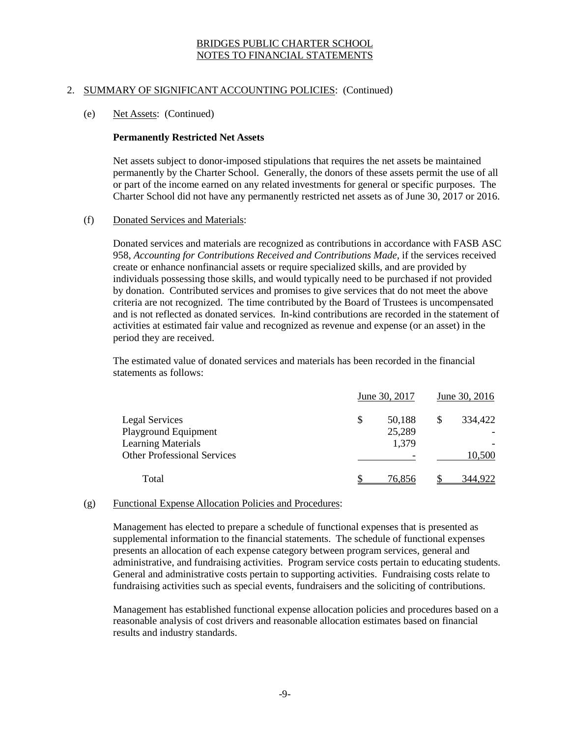BRIDGES PUBLIC CHARTER SCHOOL
NOTES TO FINANCIAL STATEMENTS

## 2. SUMMARY OF SIGNIFICANT ACCOUNTING POLICIES: (Continued)

### (e) Net Assets: (Continued)

**Permanently Restricted Net Assets**

Net assets subject to donor-imposed stipulations that requires the net assets be maintained permanently by the Charter School. Generally, the donors of these assets permit the use of all or part of the income earned on any related investments for general or specific purposes. The Charter School did not have any permanently restricted net assets as of June 30, 2017 or 2016.

### (f) Donated Services and Materials:

Donated services and materials are recognized as contributions in accordance with FASB ASC 958, *Accounting for Contributions Received and Contributions Made*, if the services received create or enhance nonfinancial assets or require specialized skills, and are provided by individuals possessing those skills, and would typically need to be purchased if not provided by donation. Contributed services and promises to give services that do not meet the above criteria are not recognized. The time contributed by the Board of Trustees is uncompensated and is not reflected as donated services. In-kind contributions are recorded in the statement of activities at estimated fair value and recognized as revenue and expense (or an asset) in the period they are received.

The estimated value of donated services and materials has been recorded in the financial statements as follows:

| | June 30, 2017 | June 30, 2016 |
|---|---|---|
| Legal Services | $ 50,188 | $ 334,422 |
| Playground Equipment | 25,289 | - |
| Learning Materials | 1,379 | - |
| Other Professional Services | - | 10,500 |
| Total | $ 76,856 | $ 344,922 |

### (g) Functional Expense Allocation Policies and Procedures:

Management has elected to prepare a schedule of functional expenses that is presented as supplemental information to the financial statements. The schedule of functional expenses presents an allocation of each expense category between program services, general and administrative, and fundraising activities. Program service costs pertain to educating students. General and administrative costs pertain to supporting activities. Fundraising costs relate to fundraising activities such as special events, fundraisers and the soliciting of contributions.

Management has established functional expense allocation policies and procedures based on a reasonable analysis of cost drivers and reasonable allocation estimates based on financial results and industry standards.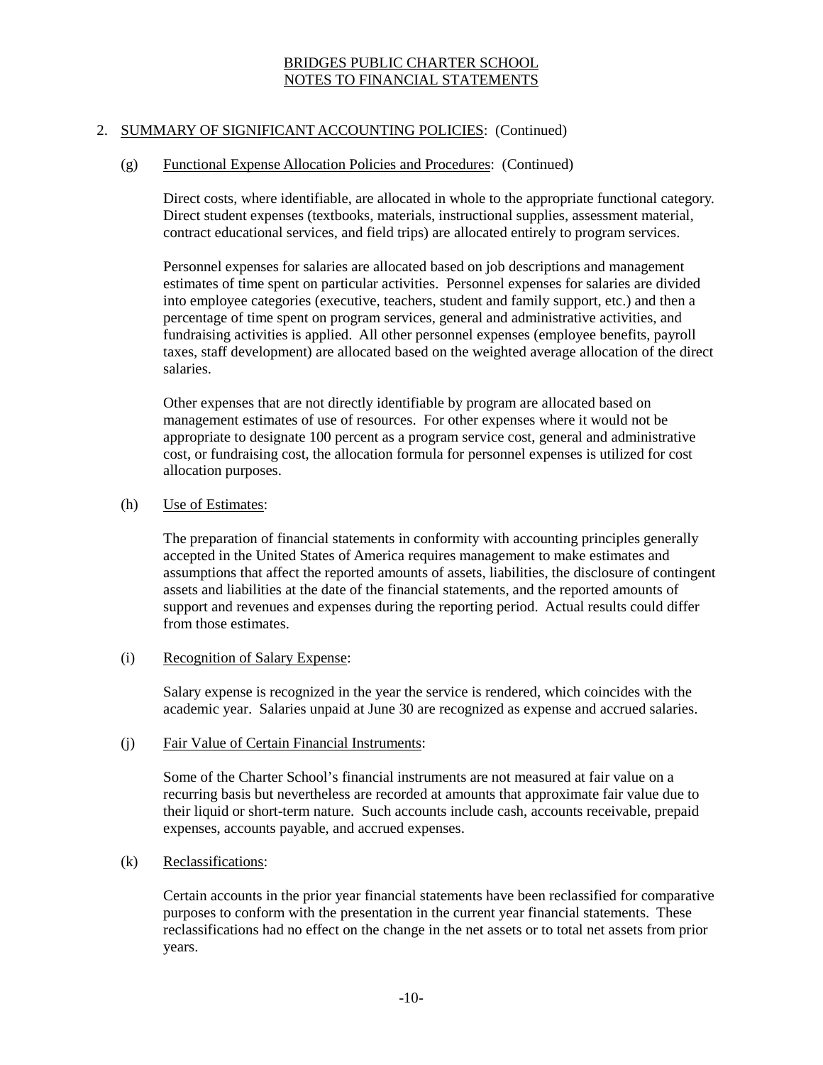# BRIDGES PUBLIC CHARTER SCHOOL
## NOTES TO FINANCIAL STATEMENTS

2. SUMMARY OF SIGNIFICANT ACCOUNTING POLICIES: (Continued)

(g) Functional Expense Allocation Policies and Procedures: (Continued)

Direct costs, where identifiable, are allocated in whole to the appropriate functional category. Direct student expenses (textbooks, materials, instructional supplies, assessment material, contract educational services, and field trips) are allocated entirely to program services.

Personnel expenses for salaries are allocated based on job descriptions and management estimates of time spent on particular activities. Personnel expenses for salaries are divided into employee categories (executive, teachers, student and family support, etc.) and then a percentage of time spent on program services, general and administrative activities, and fundraising activities is applied. All other personnel expenses (employee benefits, payroll taxes, staff development) are allocated based on the weighted average allocation of the direct salaries.

Other expenses that are not directly identifiable by program are allocated based on management estimates of use of resources. For other expenses where it would not be appropriate to designate 100 percent as a program service cost, general and administrative cost, or fundraising cost, the allocation formula for personnel expenses is utilized for cost allocation purposes.

(h) Use of Estimates:

The preparation of financial statements in conformity with accounting principles generally accepted in the United States of America requires management to make estimates and assumptions that affect the reported amounts of assets, liabilities, the disclosure of contingent assets and liabilities at the date of the financial statements, and the reported amounts of support and revenues and expenses during the reporting period. Actual results could differ from those estimates.

(i) Recognition of Salary Expense:

Salary expense is recognized in the year the service is rendered, which coincides with the academic year. Salaries unpaid at June 30 are recognized as expense and accrued salaries.

(j) Fair Value of Certain Financial Instruments:

Some of the Charter School's financial instruments are not measured at fair value on a recurring basis but nevertheless are recorded at amounts that approximate fair value due to their liquid or short-term nature. Such accounts include cash, accounts receivable, prepaid expenses, accounts payable, and accrued expenses.

(k) Reclassifications:

Certain accounts in the prior year financial statements have been reclassified for comparative purposes to conform with the presentation in the current year financial statements. These reclassifications had no effect on the change in the net assets or to total net assets from prior years.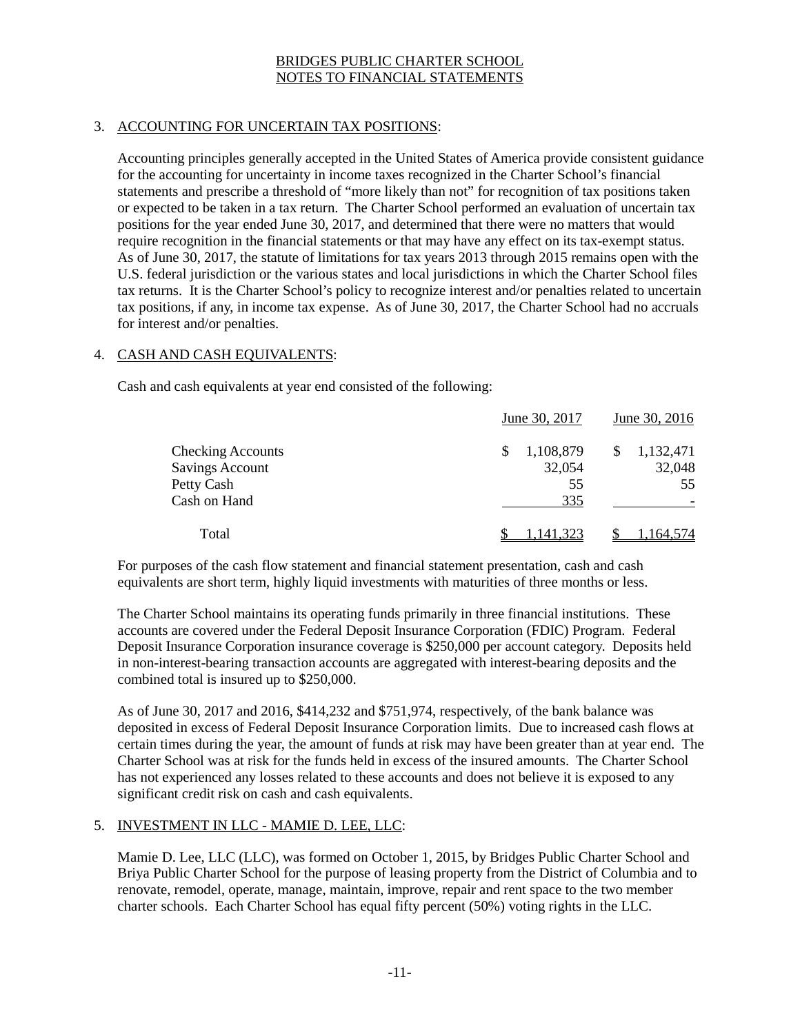# BRIDGES PUBLIC CHARTER SCHOOL
# NOTES TO FINANCIAL STATEMENTS

## 3. ACCOUNTING FOR UNCERTAIN TAX POSITIONS:

Accounting principles generally accepted in the United States of America provide consistent guidance for the accounting for uncertainty in income taxes recognized in the Charter School's financial statements and prescribe a threshold of "more likely than not" for recognition of tax positions taken or expected to be taken in a tax return. The Charter School performed an evaluation of uncertain tax positions for the year ended June 30, 2017, and determined that there were no matters that would require recognition in the financial statements or that may have any effect on its tax-exempt status. As of June 30, 2017, the statute of limitations for tax years 2013 through 2015 remains open with the U.S. federal jurisdiction or the various states and local jurisdictions in which the Charter School files tax returns. It is the Charter School's policy to recognize interest and/or penalties related to uncertain tax positions, if any, in income tax expense. As of June 30, 2017, the Charter School had no accruals for interest and/or penalties.

## 4. CASH AND CASH EQUIVALENTS:

Cash and cash equivalents at year end consisted of the following:

| | June 30, 2017 | June 30, 2016 |
|---|---|---|
| Checking Accounts | $ 1,108,879 | $ 1,132,471 |
| Savings Account | 32,054 | 32,048 |
| Petty Cash | 55 | 55 |
| Cash on Hand | 335 | - |
| Total | $ 1,141,323 | $ 1,164,574 |

For purposes of the cash flow statement and financial statement presentation, cash and cash equivalents are short term, highly liquid investments with maturities of three months or less.

The Charter School maintains its operating funds primarily in three financial institutions. These accounts are covered under the Federal Deposit Insurance Corporation (FDIC) Program. Federal Deposit Insurance Corporation insurance coverage is $250,000 per account category. Deposits held in non-interest-bearing transaction accounts are aggregated with interest-bearing deposits and the combined total is insured up to $250,000.

As of June 30, 2017 and 2016, $414,232 and $751,974, respectively, of the bank balance was deposited in excess of Federal Deposit Insurance Corporation limits. Due to increased cash flows at certain times during the year, the amount of funds at risk may have been greater than at year end. The Charter School was at risk for the funds held in excess of the insured amounts. The Charter School has not experienced any losses related to these accounts and does not believe it is exposed to any significant credit risk on cash and cash equivalents.

## 5. INVESTMENT IN LLC - MAMIE D. LEE, LLC:

Mamie D. Lee, LLC (LLC), was formed on October 1, 2015, by Bridges Public Charter School and Briya Public Charter School for the purpose of leasing property from the District of Columbia and to renovate, remodel, operate, manage, maintain, improve, repair and rent space to the two member charter schools. Each Charter School has equal fifty percent (50%) voting rights in the LLC.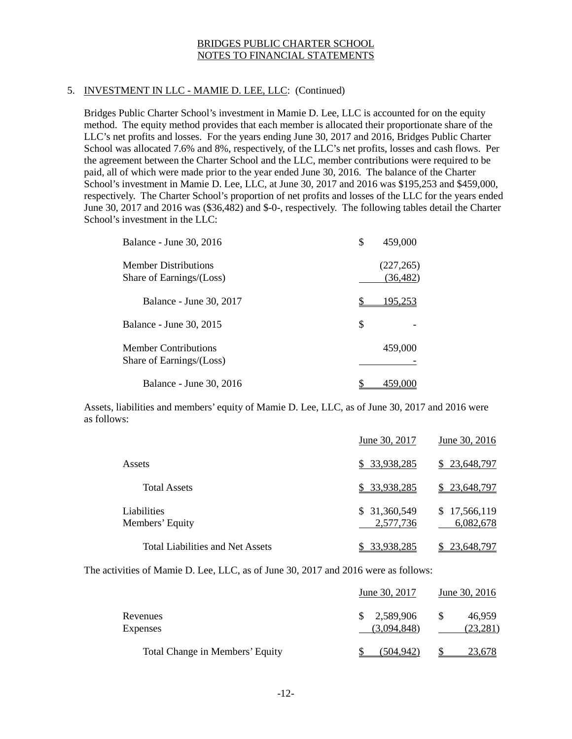# BRIDGES PUBLIC CHARTER SCHOOL
# NOTES TO FINANCIAL STATEMENTS

5. INVESTMENT IN LLC - MAMIE D. LEE, LLC: (Continued)

Bridges Public Charter School's investment in Mamie D. Lee, LLC is accounted for on the equity method. The equity method provides that each member is allocated their proportionate share of the LLC's net profits and losses. For the years ending June 30, 2017 and 2016, Bridges Public Charter School was allocated 7.6% and 8%, respectively, of the LLC's net profits, losses and cash flows. Per the agreement between the Charter School and the LLC, member contributions were required to be paid, all of which were made prior to the year ended June 30, 2016. The balance of the Charter School's investment in Mamie D. Lee, LLC, at June 30, 2017 and 2016 was $195,253 and $459,000, respectively. The Charter School's proportion of net profits and losses of the LLC for the years ended June 30, 2017 and 2016 was ($36,482) and $-0-, respectively. The following tables detail the Charter School's investment in the LLC:

| | |
|---|---|
| Balance - June 30, 2016 | $ 459,000 |
| Member Distributions | (227,265) |
| Share of Earnings/(Loss) | (36,482) |
| Balance - June 30, 2017 | $ 195,253 |
| Balance - June 30, 2015 | $ - |
| Member Contributions | 459,000 |
| Share of Earnings/(Loss) | - |
| Balance - June 30, 2016 | $ 459,000 |

Assets, liabilities and members' equity of Mamie D. Lee, LLC, as of June 30, 2017 and 2016 were as follows:

| | June 30, 2017 | June 30, 2016 |
|---|---|---|
| Assets | $ 33,938,285 | $ 23,648,797 |
| Total Assets | $ 33,938,285 | $ 23,648,797 |
| Liabilities | $ 31,360,549 | $ 17,566,119 |
| Members' Equity | 2,577,736 | 6,082,678 |
| Total Liabilities and Net Assets | $ 33,938,285 | $ 23,648,797 |

The activities of Mamie D. Lee, LLC, as of June 30, 2017 and 2016 were as follows:

| | June 30, 2017 | June 30, 2016 |
|---|---|---|
| Revenues | $ 2,589,906 | $ 46,959 |
| Expenses | (3,094,848) | (23,281) |
| Total Change in Members' Equity | $ (504,942) | $ 23,678 |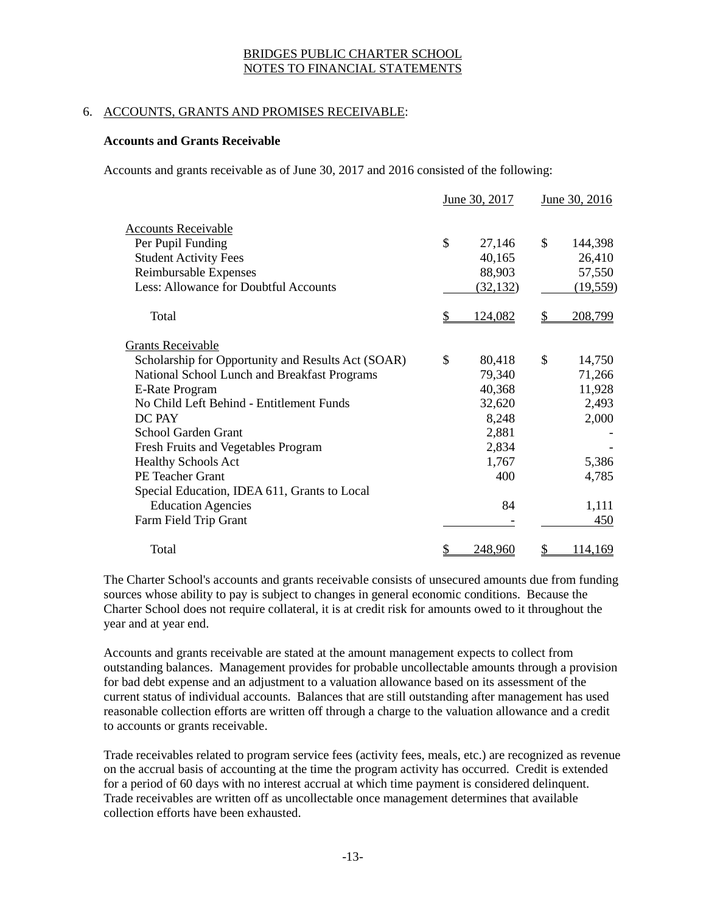BRIDGES PUBLIC CHARTER SCHOOL
NOTES TO FINANCIAL STATEMENTS

6. ACCOUNTS, GRANTS AND PROMISES RECEIVABLE:

**Accounts and Grants Receivable**

Accounts and grants receivable as of June 30, 2017 and 2016 consisted of the following:

| | June 30, 2017 | June 30, 2016 |
|---|---|---|
| Accounts Receivable | | |
| Per Pupil Funding | $ 27,146 | $ 144,398 |
| Student Activity Fees | 40,165 | 26,410 |
| Reimbursable Expenses | 88,903 | 57,550 |
| Less: Allowance for Doubtful Accounts | (32,132) | (19,559) |
| Total | $ 124,082 | $ 208,799 |
| Grants Receivable | | |
| Scholarship for Opportunity and Results Act (SOAR) | $ 80,418 | $ 14,750 |
| National School Lunch and Breakfast Programs | 79,340 | 71,266 |
| E-Rate Program | 40,368 | 11,928 |
| No Child Left Behind - Entitlement Funds | 32,620 | 2,493 |
| DC PAY | 8,248 | 2,000 |
| School Garden Grant | 2,881 | - |
| Fresh Fruits and Vegetables Program | 2,834 | - |
| Healthy Schools Act | 1,767 | 5,386 |
| PE Teacher Grant | 400 | 4,785 |
| Special Education, IDEA 611, Grants to Local Education Agencies | 84 | 1,111 |
| Farm Field Trip Grant | - | 450 |
| Total | $ 248,960 | $ 114,169 |

The Charter School's accounts and grants receivable consists of unsecured amounts due from funding sources whose ability to pay is subject to changes in general economic conditions. Because the Charter School does not require collateral, it is at credit risk for amounts owed to it throughout the year and at year end.

Accounts and grants receivable are stated at the amount management expects to collect from outstanding balances. Management provides for probable uncollectable amounts through a provision for bad debt expense and an adjustment to a valuation allowance based on its assessment of the current status of individual accounts. Balances that are still outstanding after management has used reasonable collection efforts are written off through a charge to the valuation allowance and a credit to accounts or grants receivable.

Trade receivables related to program service fees (activity fees, meals, etc.) are recognized as revenue on the accrual basis of accounting at the time the program activity has occurred. Credit is extended for a period of 60 days with no interest accrual at which time payment is considered delinquent. Trade receivables are written off as uncollectable once management determines that available collection efforts have been exhausted.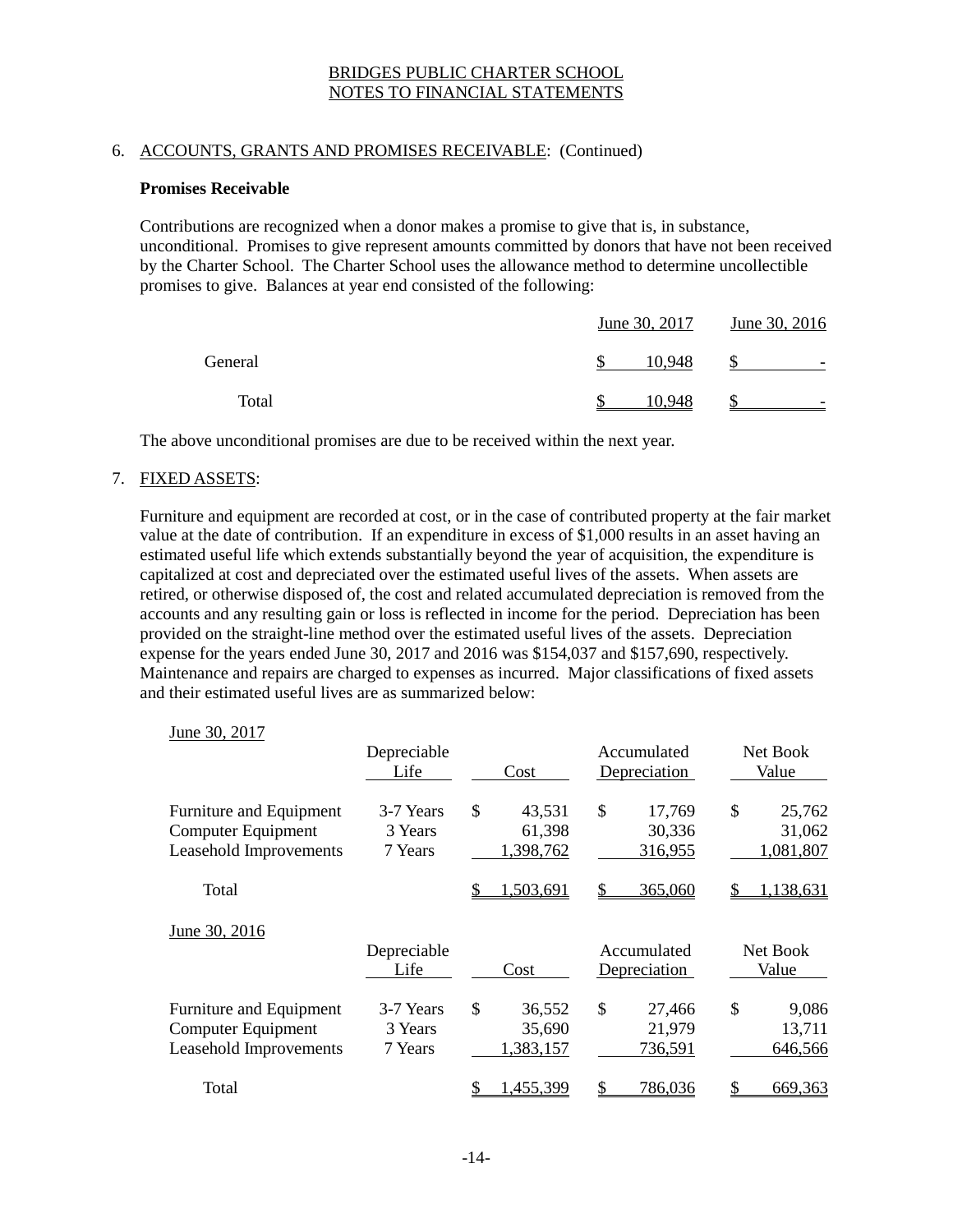BRIDGES PUBLIC CHARTER SCHOOL
NOTES TO FINANCIAL STATEMENTS

6. ACCOUNTS, GRANTS AND PROMISES RECEIVABLE: (Continued)

**Promises Receivable**

Contributions are recognized when a donor makes a promise to give that is, in substance, unconditional. Promises to give represent amounts committed by donors that have not been received by the Charter School. The Charter School uses the allowance method to determine uncollectible promises to give. Balances at year end consisted of the following:

| | June 30, 2017 | June 30, 2016 |
|---|---|---|
| General | $ 10,948 | $ - |
| Total | $ 10,948 | $ - |

The above unconditional promises are due to be received within the next year.

7. FIXED ASSETS:

Furniture and equipment are recorded at cost, or in the case of contributed property at the fair market value at the date of contribution. If an expenditure in excess of $1,000 results in an asset having an estimated useful life which extends substantially beyond the year of acquisition, the expenditure is capitalized at cost and depreciated over the estimated useful lives of the assets. When assets are retired, or otherwise disposed of, the cost and related accumulated depreciation is removed from the accounts and any resulting gain or loss is reflected in income for the period. Depreciation has been provided on the straight-line method over the estimated useful lives of the assets. Depreciation expense for the years ended June 30, 2017 and 2016 was $154,037 and $157,690, respectively. Maintenance and repairs are charged to expenses as incurred. Major classifications of fixed assets and their estimated useful lives are as summarized below:

June 30, 2017

| | Depreciable Life | Cost | Accumulated Depreciation | Net Book Value |
|---|---|---|---|---|
| Furniture and Equipment | 3-7 Years | $ 43,531 | $ 17,769 | $ 25,762 |
| Computer Equipment | 3 Years | 61,398 | 30,336 | 31,062 |
| Leasehold Improvements | 7 Years | 1,398,762 | 316,955 | 1,081,807 |
| Total | | $ 1,503,691 | $ 365,060 | $ 1,138,631 |

June 30, 2016

| | Depreciable Life | Cost | Accumulated Depreciation | Net Book Value |
|---|---|---|---|---|
| Furniture and Equipment | 3-7 Years | $ 36,552 | $ 27,466 | $ 9,086 |
| Computer Equipment | 3 Years | 35,690 | 21,979 | 13,711 |
| Leasehold Improvements | 7 Years | 1,383,157 | 736,591 | 646,566 |
| Total | | $ 1,455,399 | $ 786,036 | $ 669,363 |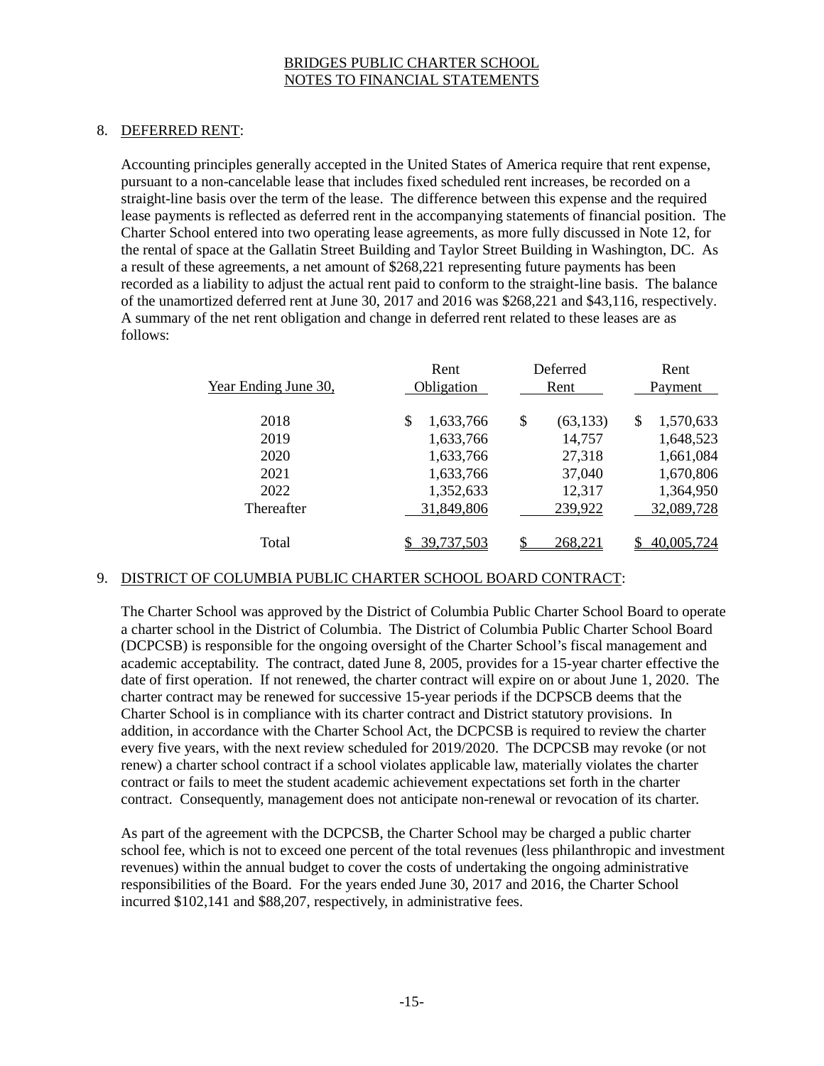BRIDGES PUBLIC CHARTER SCHOOL
NOTES TO FINANCIAL STATEMENTS

## 8. DEFERRED RENT:

Accounting principles generally accepted in the United States of America require that rent expense, pursuant to a non-cancelable lease that includes fixed scheduled rent increases, be recorded on a straight-line basis over the term of the lease. The difference between this expense and the required lease payments is reflected as deferred rent in the accompanying statements of financial position. The Charter School entered into two operating lease agreements, as more fully discussed in Note 12, for the rental of space at the Gallatin Street Building and Taylor Street Building in Washington, DC. As a result of these agreements, a net amount of $268,221 representing future payments has been recorded as a liability to adjust the actual rent paid to conform to the straight-line basis. The balance of the unamortized deferred rent at June 30, 2017 and 2016 was $268,221 and $43,116, respectively. A summary of the net rent obligation and change in deferred rent related to these leases are as follows:

| Year Ending June 30, | Rent Obligation | Deferred Rent | Rent Payment |
|---|---|---|---|
| 2018 | $ 1,633,766 | $ (63,133) | $ 1,570,633 |
| 2019 | 1,633,766 | 14,757 | 1,648,523 |
| 2020 | 1,633,766 | 27,318 | 1,661,084 |
| 2021 | 1,633,766 | 37,040 | 1,670,806 |
| 2022 | 1,352,633 | 12,317 | 1,364,950 |
| Thereafter | 31,849,806 | 239,922 | 32,089,728 |
| Total | $ 39,737,503 | $ 268,221 | $ 40,005,724 |

## 9. DISTRICT OF COLUMBIA PUBLIC CHARTER SCHOOL BOARD CONTRACT:

The Charter School was approved by the District of Columbia Public Charter School Board to operate a charter school in the District of Columbia. The District of Columbia Public Charter School Board (DCPCSB) is responsible for the ongoing oversight of the Charter School's fiscal management and academic acceptability. The contract, dated June 8, 2005, provides for a 15-year charter effective the date of first operation. If not renewed, the charter contract will expire on or about June 1, 2020. The charter contract may be renewed for successive 15-year periods if the DCPSCB deems that the Charter School is in compliance with its charter contract and District statutory provisions. In addition, in accordance with the Charter School Act, the DCPCSB is required to review the charter every five years, with the next review scheduled for 2019/2020. The DCPCSB may revoke (or not renew) a charter school contract if a school violates applicable law, materially violates the charter contract or fails to meet the student academic achievement expectations set forth in the charter contract. Consequently, management does not anticipate non-renewal or revocation of its charter.

As part of the agreement with the DCPCSB, the Charter School may be charged a public charter school fee, which is not to exceed one percent of the total revenues (less philanthropic and investment revenues) within the annual budget to cover the costs of undertaking the ongoing administrative responsibilities of the Board. For the years ended June 30, 2017 and 2016, the Charter School incurred $102,141 and $88,207, respectively, in administrative fees.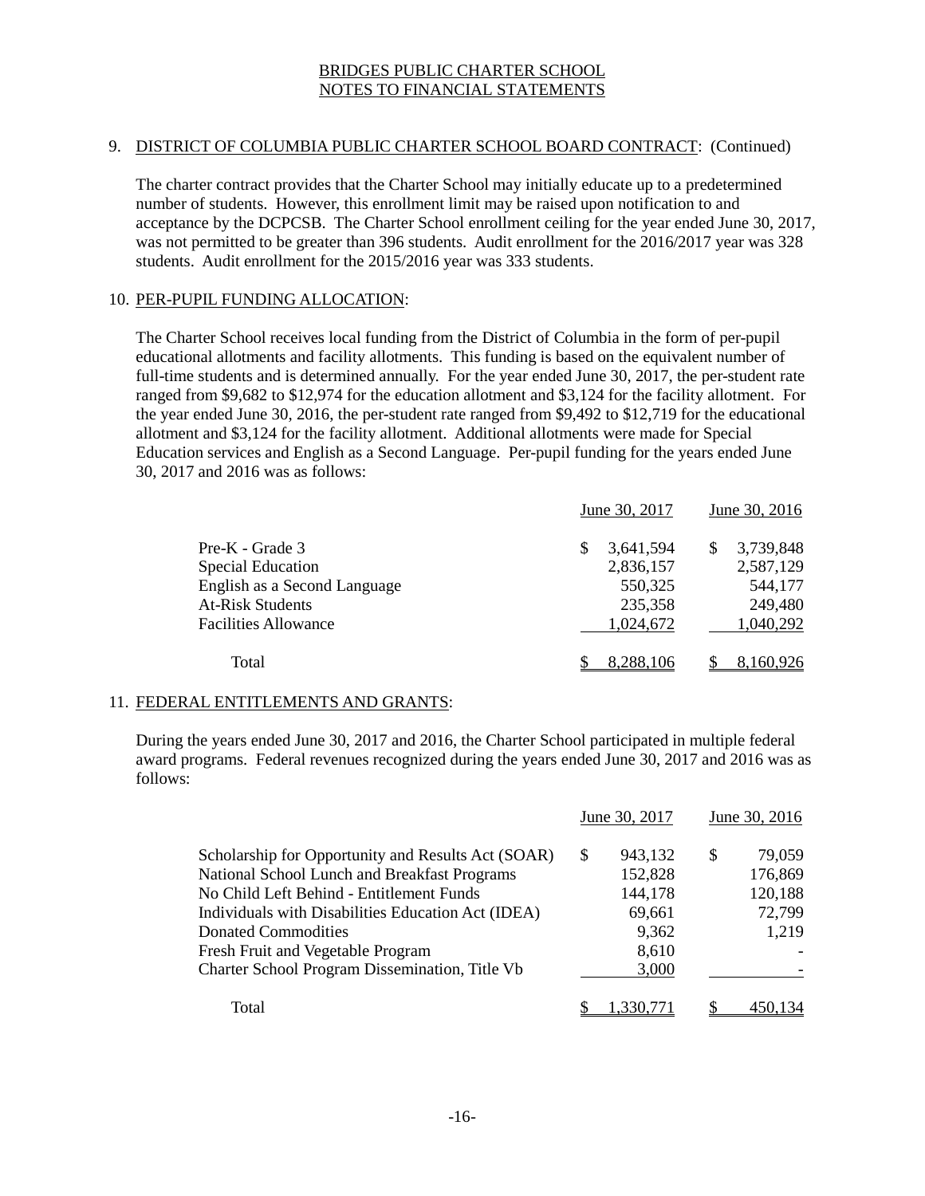BRIDGES PUBLIC CHARTER SCHOOL
NOTES TO FINANCIAL STATEMENTS

9. DISTRICT OF COLUMBIA PUBLIC CHARTER SCHOOL BOARD CONTRACT: (Continued)

The charter contract provides that the Charter School may initially educate up to a predetermined number of students. However, this enrollment limit may be raised upon notification to and acceptance by the DCPCSB. The Charter School enrollment ceiling for the year ended June 30, 2017, was not permitted to be greater than 396 students. Audit enrollment for the 2016/2017 year was 328 students. Audit enrollment for the 2015/2016 year was 333 students.

10. PER-PUPIL FUNDING ALLOCATION:

The Charter School receives local funding from the District of Columbia in the form of per-pupil educational allotments and facility allotments. This funding is based on the equivalent number of full-time students and is determined annually. For the year ended June 30, 2017, the per-student rate ranged from $9,682 to $12,974 for the education allotment and $3,124 for the facility allotment. For the year ended June 30, 2016, the per-student rate ranged from $9,492 to $12,719 for the educational allotment and $3,124 for the facility allotment. Additional allotments were made for Special Education services and English as a Second Language. Per-pupil funding for the years ended June 30, 2017 and 2016 was as follows:

| | June 30, 2017 | June 30, 2016 |
|---|---|---|
| Pre-K - Grade 3 | $ 3,641,594 | $ 3,739,848 |
| Special Education | 2,836,157 | 2,587,129 |
| English as a Second Language | 550,325 | 544,177 |
| At-Risk Students | 235,358 | 249,480 |
| Facilities Allowance | 1,024,672 | 1,040,292 |
| Total | $ 8,288,106 | $ 8,160,926 |

11. FEDERAL ENTITLEMENTS AND GRANTS:

During the years ended June 30, 2017 and 2016, the Charter School participated in multiple federal award programs. Federal revenues recognized during the years ended June 30, 2017 and 2016 was as follows:

| | June 30, 2017 | June 30, 2016 |
|---|---|---|
| Scholarship for Opportunity and Results Act (SOAR) | $ 943,132 | $ 79,059 |
| National School Lunch and Breakfast Programs | 152,828 | 176,869 |
| No Child Left Behind - Entitlement Funds | 144,178 | 120,188 |
| Individuals with Disabilities Education Act (IDEA) | 69,661 | 72,799 |
| Donated Commodities | 9,362 | 1,219 |
| Fresh Fruit and Vegetable Program | 8,610 | - |
| Charter School Program Dissemination, Title Vb | 3,000 | - |
| Total | $ 1,330,771 | $ 450,134 |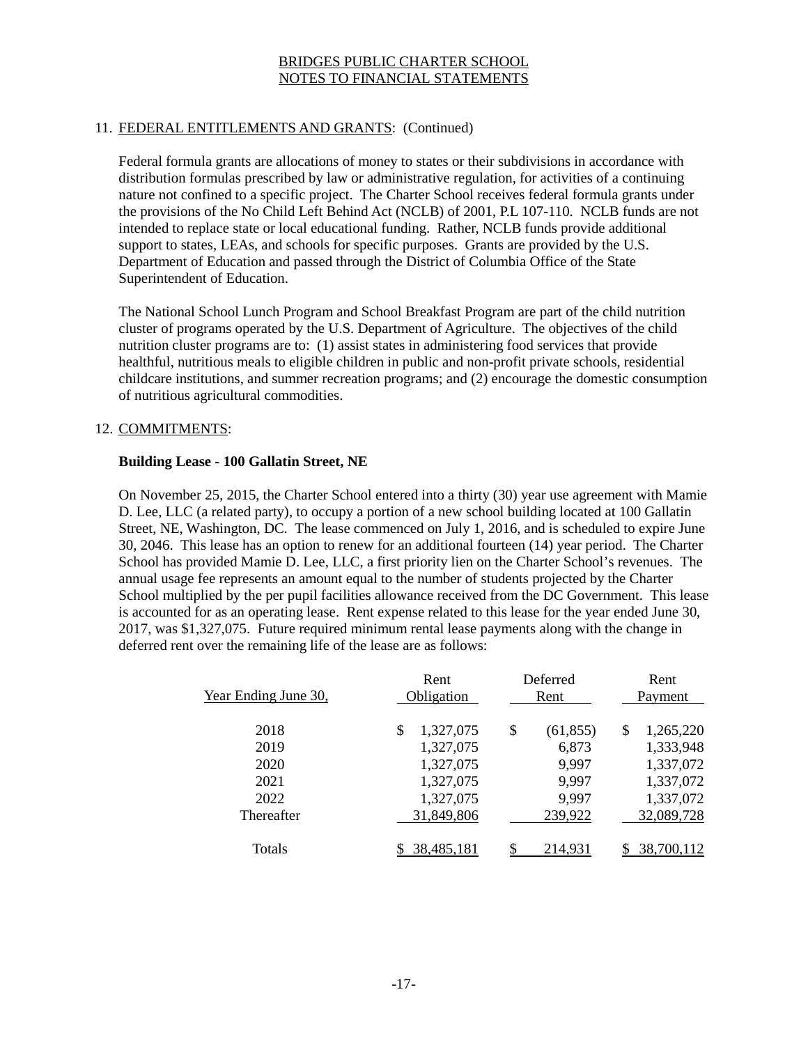## 11. FEDERAL ENTITLEMENTS AND GRANTS: (Continued)

Federal formula grants are allocations of money to states or their subdivisions in accordance with distribution formulas prescribed by law or administrative regulation, for activities of a continuing nature not confined to a specific project. The Charter School receives federal formula grants under the provisions of the No Child Left Behind Act (NCLB) of 2001, P.L 107-110. NCLB funds are not intended to replace state or local educational funding. Rather, NCLB funds provide additional support to states, LEAs, and schools for specific purposes. Grants are provided by the U.S. Department of Education and passed through the District of Columbia Office of the State Superintendent of Education.

The National School Lunch Program and School Breakfast Program are part of the child nutrition cluster of programs operated by the U.S. Department of Agriculture. The objectives of the child nutrition cluster programs are to: (1) assist states in administering food services that provide healthful, nutritious meals to eligible children in public and non-profit private schools, residential childcare institutions, and summer recreation programs; and (2) encourage the domestic consumption of nutritious agricultural commodities.

## 12. COMMITMENTS:

**Building Lease - 100 Gallatin Street, NE**

On November 25, 2015, the Charter School entered into a thirty (30) year use agreement with Mamie D. Lee, LLC (a related party), to occupy a portion of a new school building located at 100 Gallatin Street, NE, Washington, DC. The lease commenced on July 1, 2016, and is scheduled to expire June 30, 2046. This lease has an option to renew for an additional fourteen (14) year period. The Charter School has provided Mamie D. Lee, LLC, a first priority lien on the Charter School's revenues. The annual usage fee represents an amount equal to the number of students projected by the Charter School multiplied by the per pupil facilities allowance received from the DC Government. This lease is accounted for as an operating lease. Rent expense related to this lease for the year ended June 30, 2017, was $1,327,075. Future required minimum rental lease payments along with the change in deferred rent over the remaining life of the lease are as follows:

| Year Ending June 30, | Rent Obligation | Deferred Rent | Rent Payment |
|---|---|---|---|
| 2018 | $ 1,327,075 | $ (61,855) | $ 1,265,220 |
| 2019 | 1,327,075 | 6,873 | 1,333,948 |
| 2020 | 1,327,075 | 9,997 | 1,337,072 |
| 2021 | 1,327,075 | 9,997 | 1,337,072 |
| 2022 | 1,327,075 | 9,997 | 1,337,072 |
| Thereafter | 31,849,806 | 239,922 | 32,089,728 |
| Totals | $ 38,485,181 | $ 214,931 | $ 38,700,112 |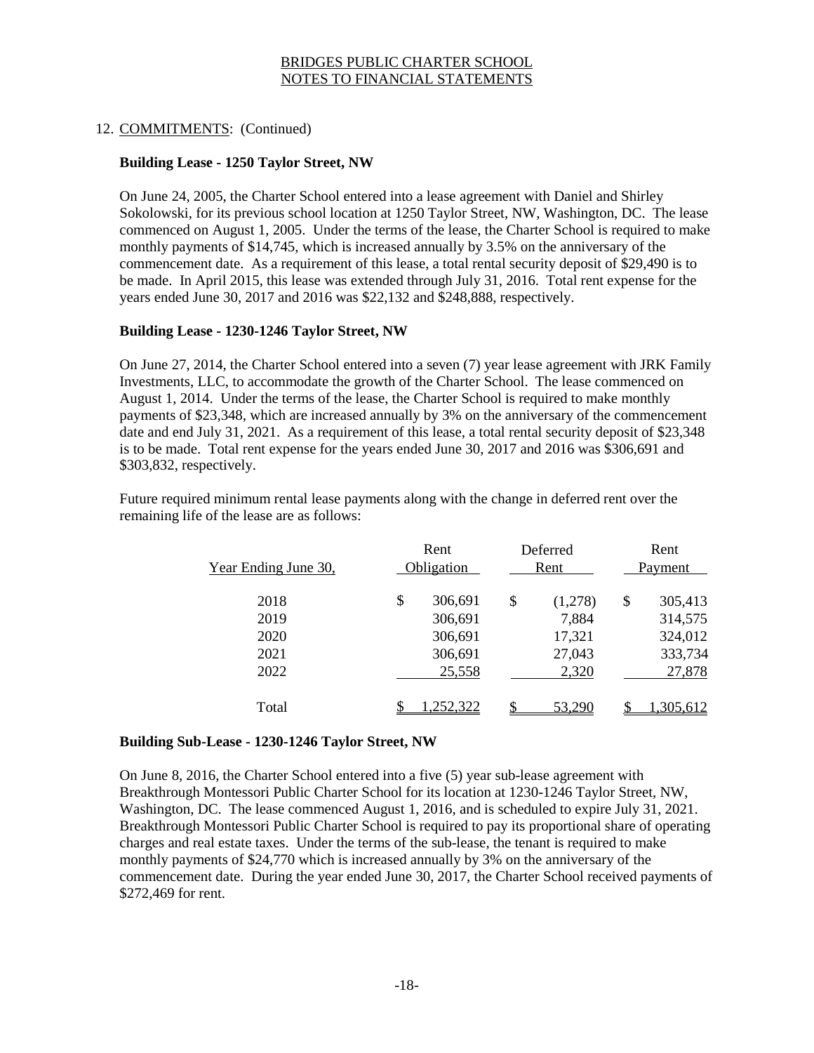12. COMMITMENTS: (Continued)

**Building Lease - 1250 Taylor Street, NW**

On June 24, 2005, the Charter School entered into a lease agreement with Daniel and Shirley Sokolowski, for its previous school location at 1250 Taylor Street, NW, Washington, DC. The lease commenced on August 1, 2005. Under the terms of the lease, the Charter School is required to make monthly payments of $14,745, which is increased annually by 3.5% on the anniversary of the commencement date. As a requirement of this lease, a total rental security deposit of $29,490 is to be made. In April 2015, this lease was extended through July 31, 2016. Total rent expense for the years ended June 30, 2017 and 2016 was $22,132 and $248,888, respectively.

**Building Lease - 1230-1246 Taylor Street, NW**

On June 27, 2014, the Charter School entered into a seven (7) year lease agreement with JRK Family Investments, LLC, to accommodate the growth of the Charter School. The lease commenced on August 1, 2014. Under the terms of the lease, the Charter School is required to make monthly payments of $23,348, which are increased annually by 3% on the anniversary of the commencement date and end July 31, 2021. As a requirement of this lease, a total rental security deposit of $23,348 is to be made. Total rent expense for the years ended June 30, 2017 and 2016 was $306,691 and $303,832, respectively.

Future required minimum rental lease payments along with the change in deferred rent over the remaining life of the lease are as follows:

| Year Ending June 30, | Rent Obligation | Deferred Rent | Rent Payment |
|---|---|---|---|
| 2018 | $ 306,691 | $ (1,278) | $ 305,413 |
| 2019 | 306,691 | 7,884 | 314,575 |
| 2020 | 306,691 | 17,321 | 324,012 |
| 2021 | 306,691 | 27,043 | 333,734 |
| 2022 | 25,558 | 2,320 | 27,878 |
| Total | $ 1,252,322 | $ 53,290 | $ 1,305,612 |

**Building Sub-Lease - 1230-1246 Taylor Street, NW**

On June 8, 2016, the Charter School entered into a five (5) year sub-lease agreement with Breakthrough Montessori Public Charter School for its location at 1230-1246 Taylor Street, NW, Washington, DC. The lease commenced August 1, 2016, and is scheduled to expire July 31, 2021. Breakthrough Montessori Public Charter School is required to pay its proportional share of operating charges and real estate taxes. Under the terms of the sub-lease, the tenant is required to make monthly payments of $24,770 which is increased annually by 3% on the anniversary of the commencement date. During the year ended June 30, 2017, the Charter School received payments of $272,469 for rent.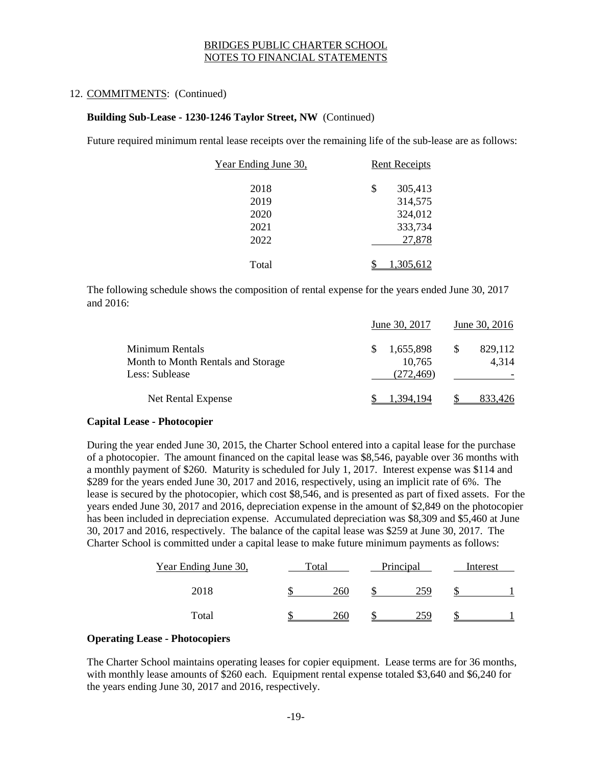BRIDGES PUBLIC CHARTER SCHOOL
NOTES TO FINANCIAL STATEMENTS

12. COMMITMENTS: (Continued)

**Building Sub-Lease - 1230-1246 Taylor Street, NW** (Continued)

Future required minimum rental lease receipts over the remaining life of the sub-lease are as follows:

| Year Ending June 30, | Rent Receipts |
|---|---|
| 2018 | $ 305,413 |
| 2019 | 314,575 |
| 2020 | 324,012 |
| 2021 | 333,734 |
| 2022 | 27,878 |
| Total | $ 1,305,612 |

The following schedule shows the composition of rental expense for the years ended June 30, 2017 and 2016:

| | June 30, 2017 | June 30, 2016 |
|---|---|---|
| Minimum Rentals | $ 1,655,898 | $ 829,112 |
| Month to Month Rentals and Storage | 10,765 | 4,314 |
| Less: Sublease | (272,469) | - |
| Net Rental Expense | $ 1,394,194 | $ 833,426 |

**Capital Lease - Photocopier**

During the year ended June 30, 2015, the Charter School entered into a capital lease for the purchase of a photocopier. The amount financed on the capital lease was $8,546, payable over 36 months with a monthly payment of $260. Maturity is scheduled for July 1, 2017. Interest expense was $114 and $289 for the years ended June 30, 2017 and 2016, respectively, using an implicit rate of 6%. The lease is secured by the photocopier, which cost $8,546, and is presented as part of fixed assets. For the years ended June 30, 2017 and 2016, depreciation expense in the amount of $2,849 on the photocopier has been included in depreciation expense. Accumulated depreciation was $8,309 and $5,460 at June 30, 2017 and 2016, respectively. The balance of the capital lease was $259 at June 30, 2017. The Charter School is committed under a capital lease to make future minimum payments as follows:

| Year Ending June 30, | Total | Principal | Interest |
|---|---|---|---|
| 2018 | $ 260 | $ 259 | $ 1 |
| Total | $ 260 | $ 259 | $ 1 |

**Operating Lease - Photocopiers**

The Charter School maintains operating leases for copier equipment. Lease terms are for 36 months, with monthly lease amounts of $260 each. Equipment rental expense totaled $3,640 and $6,240 for the years ending June 30, 2017 and 2016, respectively.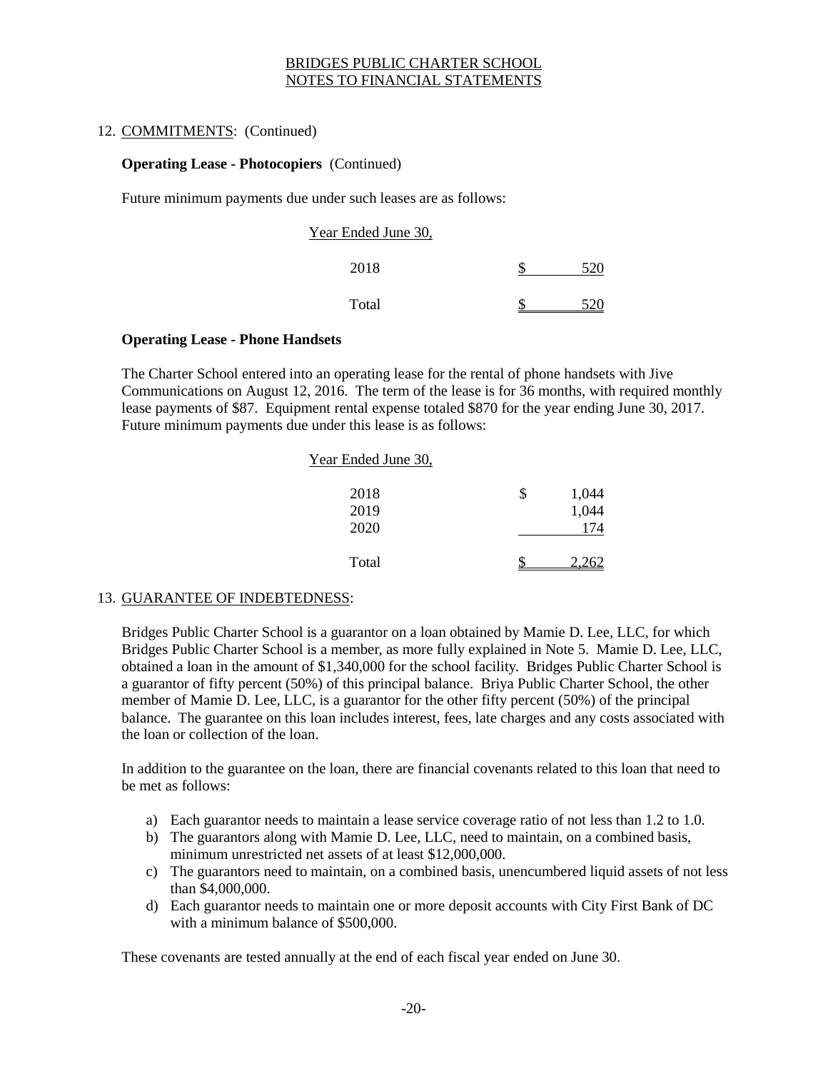BRIDGES PUBLIC CHARTER SCHOOL
NOTES TO FINANCIAL STATEMENTS

12. COMMITMENTS: (Continued)

**Operating Lease - Photocopiers** (Continued)

Future minimum payments due under such leases are as follows:

| Year Ended June 30, | |
|---|---|
| 2018 | $ 520 |
| Total | $ 520 |

**Operating Lease - Phone Handsets**

The Charter School entered into an operating lease for the rental of phone handsets with Jive Communications on August 12, 2016. The term of the lease is for 36 months, with required monthly lease payments of $87. Equipment rental expense totaled $870 for the year ending June 30, 2017. Future minimum payments due under this lease is as follows:

| Year Ended June 30, | |
|---|---|
| 2018 | $ 1,044 |
| 2019 | 1,044 |
| 2020 | 174 |
| Total | $ 2,262 |

13. GUARANTEE OF INDEBTEDNESS:

Bridges Public Charter School is a guarantor on a loan obtained by Mamie D. Lee, LLC, for which Bridges Public Charter School is a member, as more fully explained in Note 5. Mamie D. Lee, LLC, obtained a loan in the amount of $1,340,000 for the school facility. Bridges Public Charter School is a guarantor of fifty percent (50%) of this principal balance. Briya Public Charter School, the other member of Mamie D. Lee, LLC, is a guarantor for the other fifty percent (50%) of the principal balance. The guarantee on this loan includes interest, fees, late charges and any costs associated with the loan or collection of the loan.

In addition to the guarantee on the loan, there are financial covenants related to this loan that need to be met as follows:

a) Each guarantor needs to maintain a lease service coverage ratio of not less than 1.2 to 1.0.
b) The guarantors along with Mamie D. Lee, LLC, need to maintain, on a combined basis, minimum unrestricted net assets of at least $12,000,000.
c) The guarantors need to maintain, on a combined basis, unencumbered liquid assets of not less than $4,000,000.
d) Each guarantor needs to maintain one or more deposit accounts with City First Bank of DC with a minimum balance of $500,000.

These covenants are tested annually at the end of each fiscal year ended on June 30.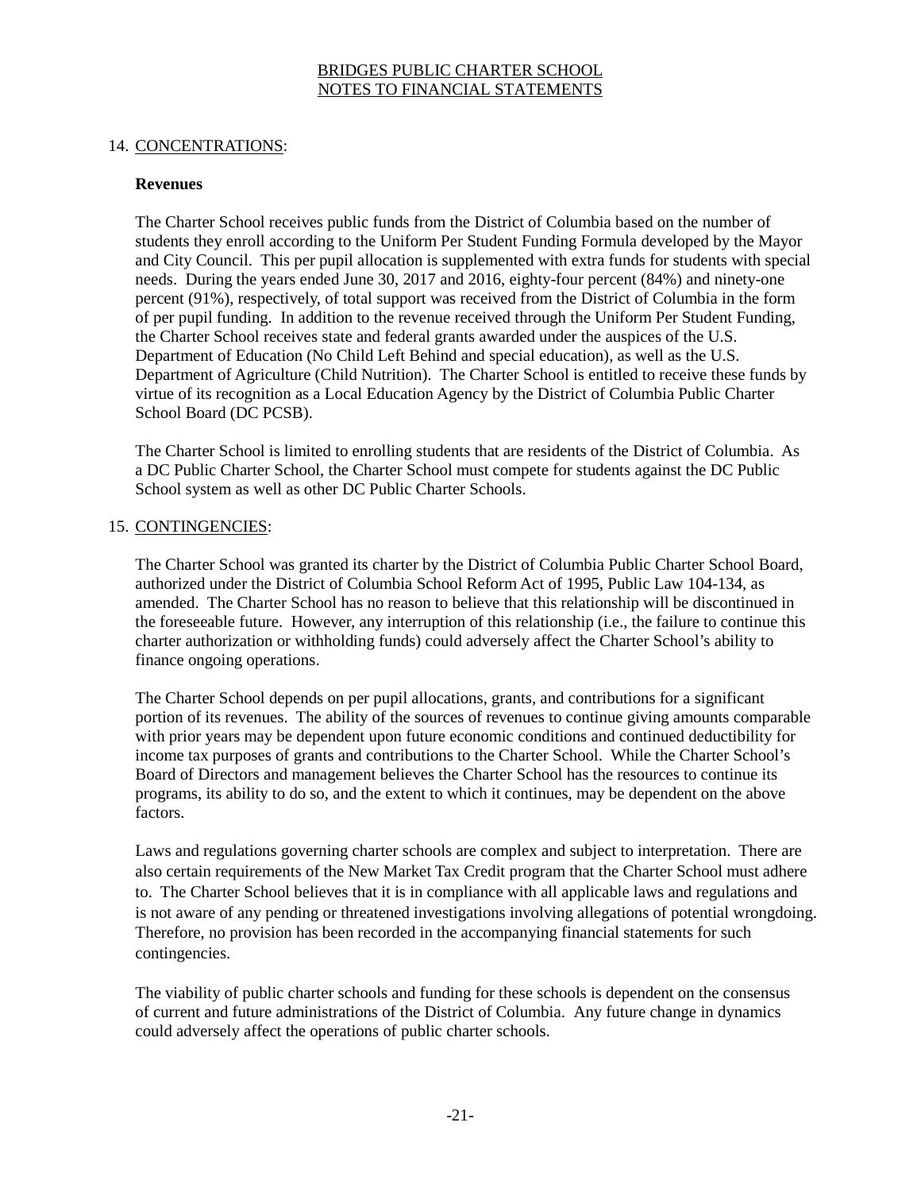## 14. CONCENTRATIONS:

### Revenues

The Charter School receives public funds from the District of Columbia based on the number of students they enroll according to the Uniform Per Student Funding Formula developed by the Mayor and City Council. This per pupil allocation is supplemented with extra funds for students with special needs. During the years ended June 30, 2017 and 2016, eighty-four percent (84%) and ninety-one percent (91%), respectively, of total support was received from the District of Columbia in the form of per pupil funding. In addition to the revenue received through the Uniform Per Student Funding, the Charter School receives state and federal grants awarded under the auspices of the U.S. Department of Education (No Child Left Behind and special education), as well as the U.S. Department of Agriculture (Child Nutrition). The Charter School is entitled to receive these funds by virtue of its recognition as a Local Education Agency by the District of Columbia Public Charter School Board (DC PCSB).

The Charter School is limited to enrolling students that are residents of the District of Columbia. As a DC Public Charter School, the Charter School must compete for students against the DC Public School system as well as other DC Public Charter Schools.

## 15. CONTINGENCIES:

The Charter School was granted its charter by the District of Columbia Public Charter School Board, authorized under the District of Columbia School Reform Act of 1995, Public Law 104-134, as amended. The Charter School has no reason to believe that this relationship will be discontinued in the foreseeable future. However, any interruption of this relationship (i.e., the failure to continue this charter authorization or withholding funds) could adversely affect the Charter School's ability to finance ongoing operations.

The Charter School depends on per pupil allocations, grants, and contributions for a significant portion of its revenues. The ability of the sources of revenues to continue giving amounts comparable with prior years may be dependent upon future economic conditions and continued deductibility for income tax purposes of grants and contributions to the Charter School. While the Charter School's Board of Directors and management believes the Charter School has the resources to continue its programs, its ability to do so, and the extent to which it continues, may be dependent on the above factors.

Laws and regulations governing charter schools are complex and subject to interpretation. There are also certain requirements of the New Market Tax Credit program that the Charter School must adhere to. The Charter School believes that it is in compliance with all applicable laws and regulations and is not aware of any pending or threatened investigations involving allegations of potential wrongdoing. Therefore, no provision has been recorded in the accompanying financial statements for such contingencies.

The viability of public charter schools and funding for these schools is dependent on the consensus of current and future administrations of the District of Columbia. Any future change in dynamics could adversely affect the operations of public charter schools.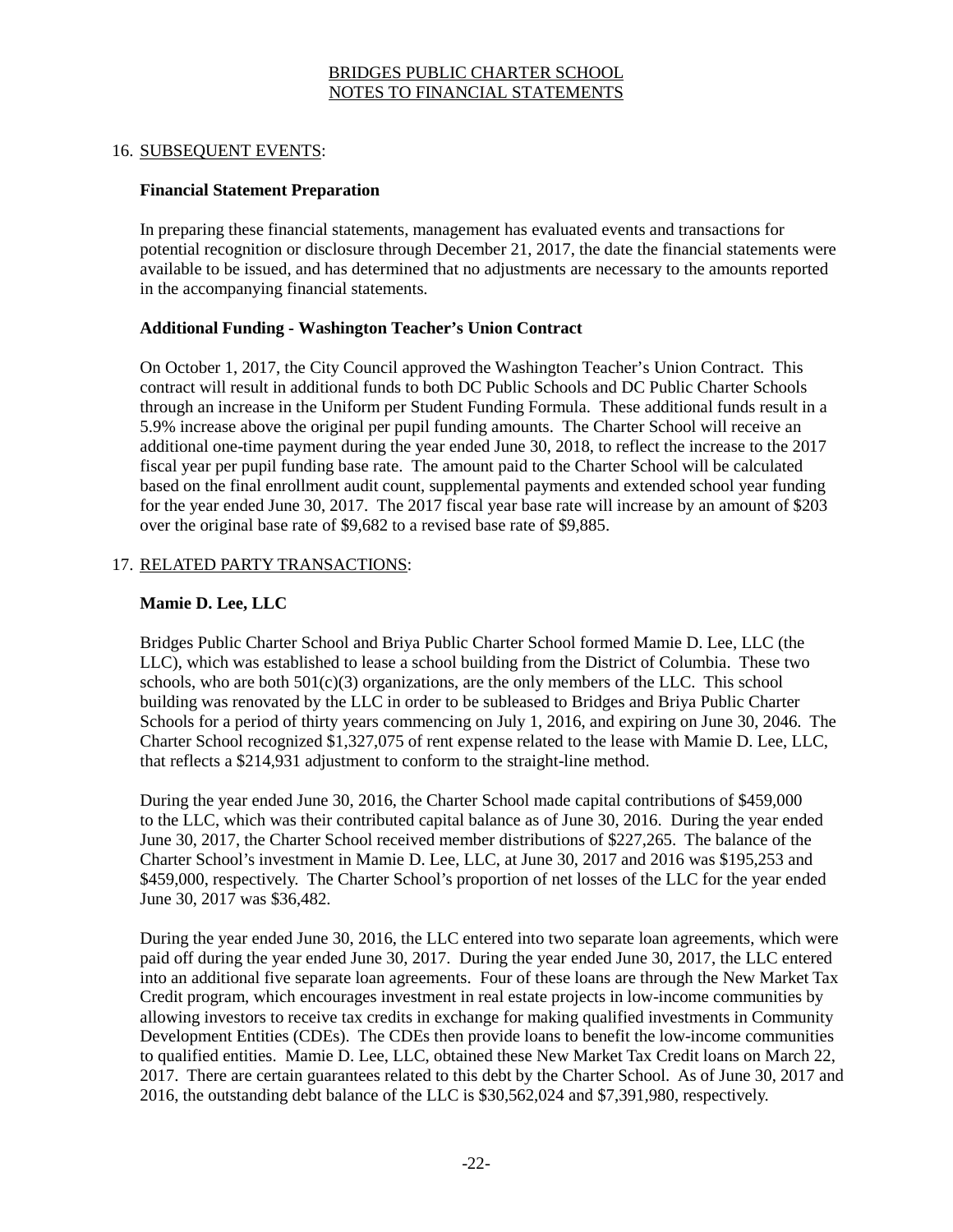BRIDGES PUBLIC CHARTER SCHOOL
NOTES TO FINANCIAL STATEMENTS

## 16. SUBSEQUENT EVENTS:

### Financial Statement Preparation

In preparing these financial statements, management has evaluated events and transactions for potential recognition or disclosure through December 21, 2017, the date the financial statements were available to be issued, and has determined that no adjustments are necessary to the amounts reported in the accompanying financial statements.

### Additional Funding - Washington Teacher's Union Contract

On October 1, 2017, the City Council approved the Washington Teacher's Union Contract. This contract will result in additional funds to both DC Public Schools and DC Public Charter Schools through an increase in the Uniform per Student Funding Formula. These additional funds result in a 5.9% increase above the original per pupil funding amounts. The Charter School will receive an additional one-time payment during the year ended June 30, 2018, to reflect the increase to the 2017 fiscal year per pupil funding base rate. The amount paid to the Charter School will be calculated based on the final enrollment audit count, supplemental payments and extended school year funding for the year ended June 30, 2017. The 2017 fiscal year base rate will increase by an amount of $203 over the original base rate of $9,682 to a revised base rate of $9,885.

## 17. RELATED PARTY TRANSACTIONS:

### Mamie D. Lee, LLC

Bridges Public Charter School and Briya Public Charter School formed Mamie D. Lee, LLC (the LLC), which was established to lease a school building from the District of Columbia. These two schools, who are both 501(c)(3) organizations, are the only members of the LLC. This school building was renovated by the LLC in order to be subleased to Bridges and Briya Public Charter Schools for a period of thirty years commencing on July 1, 2016, and expiring on June 30, 2046. The Charter School recognized $1,327,075 of rent expense related to the lease with Mamie D. Lee, LLC, that reflects a $214,931 adjustment to conform to the straight-line method.

During the year ended June 30, 2016, the Charter School made capital contributions of $459,000 to the LLC, which was their contributed capital balance as of June 30, 2016. During the year ended June 30, 2017, the Charter School received member distributions of $227,265. The balance of the Charter School's investment in Mamie D. Lee, LLC, at June 30, 2017 and 2016 was $195,253 and $459,000, respectively. The Charter School's proportion of net losses of the LLC for the year ended June 30, 2017 was $36,482.

During the year ended June 30, 2016, the LLC entered into two separate loan agreements, which were paid off during the year ended June 30, 2017. During the year ended June 30, 2017, the LLC entered into an additional five separate loan agreements. Four of these loans are through the New Market Tax Credit program, which encourages investment in real estate projects in low-income communities by allowing investors to receive tax credits in exchange for making qualified investments in Community Development Entities (CDEs). The CDEs then provide loans to benefit the low-income communities to qualified entities. Mamie D. Lee, LLC, obtained these New Market Tax Credit loans on March 22, 2017. There are certain guarantees related to this debt by the Charter School. As of June 30, 2017 and 2016, the outstanding debt balance of the LLC is $30,562,024 and $7,391,980, respectively.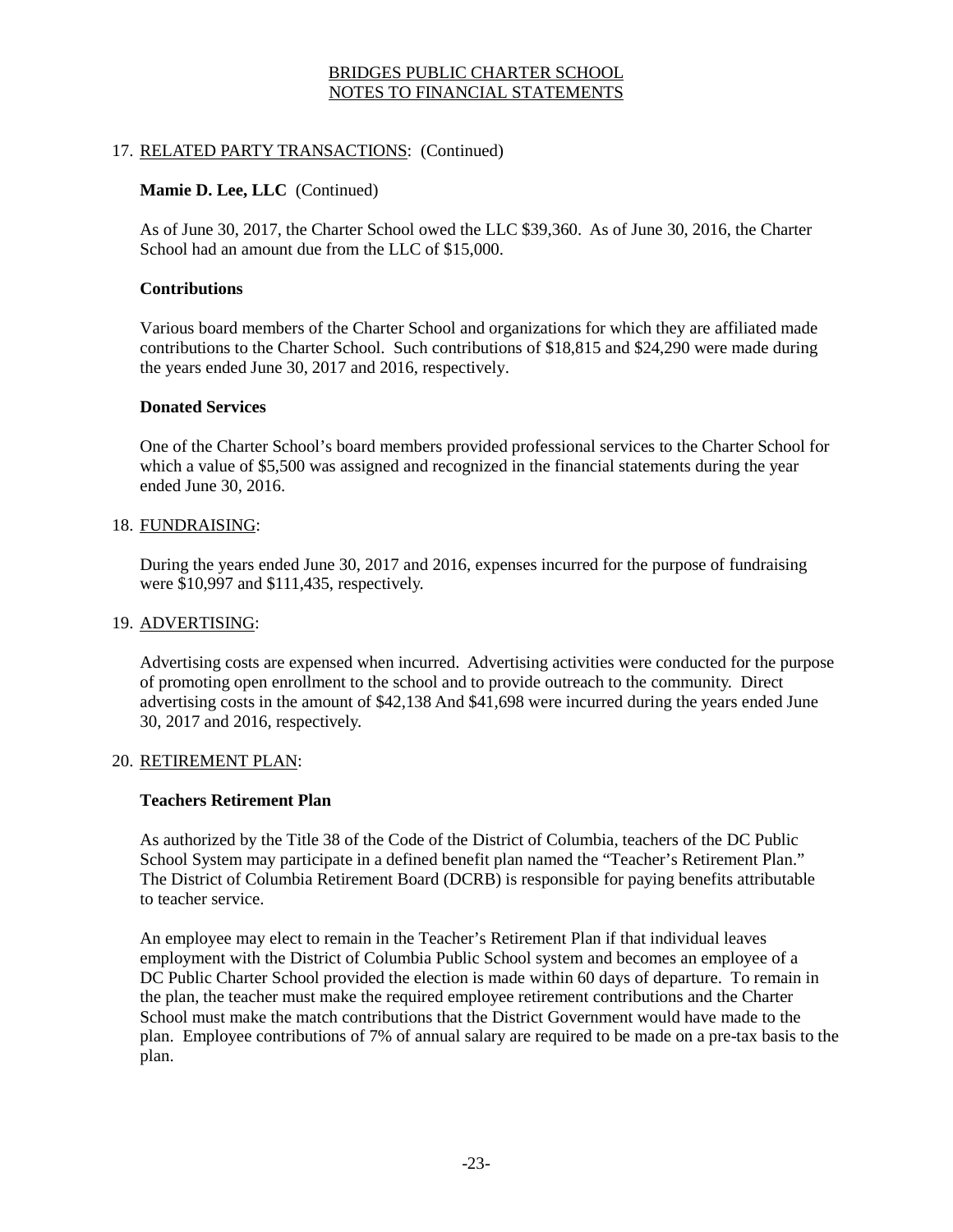BRIDGES PUBLIC CHARTER SCHOOL
NOTES TO FINANCIAL STATEMENTS

17. RELATED PARTY TRANSACTIONS: (Continued)

**Mamie D. Lee, LLC** (Continued)

As of June 30, 2017, the Charter School owed the LLC \$39,360. As of June 30, 2016, the Charter School had an amount due from the LLC of \$15,000.

**Contributions**

Various board members of the Charter School and organizations for which they are affiliated made contributions to the Charter School. Such contributions of \$18,815 and \$24,290 were made during the years ended June 30, 2017 and 2016, respectively.

**Donated Services**

One of the Charter School's board members provided professional services to the Charter School for which a value of \$5,500 was assigned and recognized in the financial statements during the year ended June 30, 2016.

18. FUNDRAISING:

During the years ended June 30, 2017 and 2016, expenses incurred for the purpose of fundraising were \$10,997 and \$111,435, respectively.

19. ADVERTISING:

Advertising costs are expensed when incurred. Advertising activities were conducted for the purpose of promoting open enrollment to the school and to provide outreach to the community. Direct advertising costs in the amount of \$42,138 And \$41,698 were incurred during the years ended June 30, 2017 and 2016, respectively.

20. RETIREMENT PLAN:

**Teachers Retirement Plan**

As authorized by the Title 38 of the Code of the District of Columbia, teachers of the DC Public School System may participate in a defined benefit plan named the "Teacher's Retirement Plan." The District of Columbia Retirement Board (DCRB) is responsible for paying benefits attributable to teacher service.

An employee may elect to remain in the Teacher's Retirement Plan if that individual leaves employment with the District of Columbia Public School system and becomes an employee of a DC Public Charter School provided the election is made within 60 days of departure. To remain in the plan, the teacher must make the required employee retirement contributions and the Charter School must make the match contributions that the District Government would have made to the plan. Employee contributions of 7% of annual salary are required to be made on a pre-tax basis to the plan.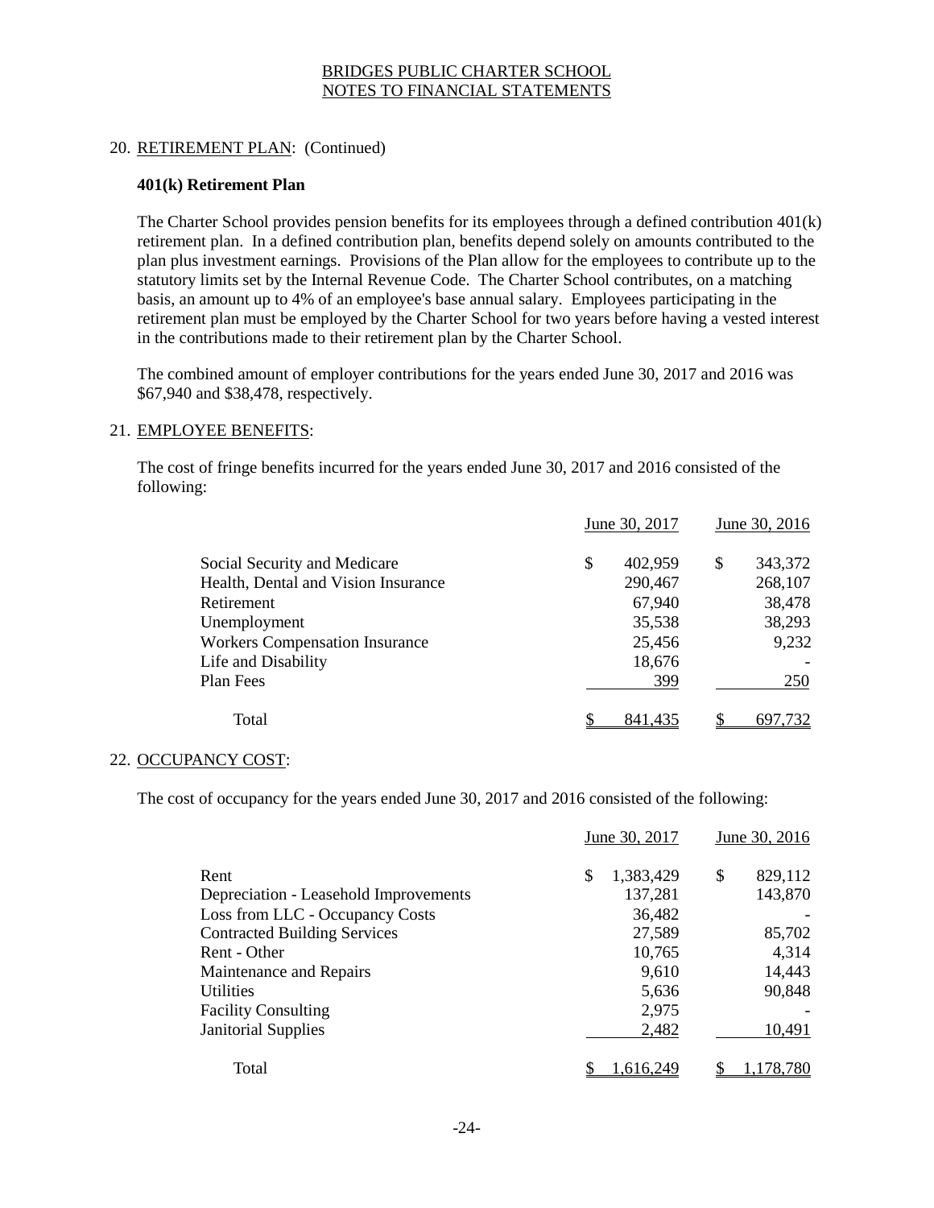BRIDGES PUBLIC CHARTER SCHOOL
NOTES TO FINANCIAL STATEMENTS

20. RETIREMENT PLAN: (Continued)

**401(k) Retirement Plan**

The Charter School provides pension benefits for its employees through a defined contribution 401(k) retirement plan. In a defined contribution plan, benefits depend solely on amounts contributed to the plan plus investment earnings. Provisions of the Plan allow for the employees to contribute up to the statutory limits set by the Internal Revenue Code. The Charter School contributes, on a matching basis, an amount up to 4% of an employee's base annual salary. Employees participating in the retirement plan must be employed by the Charter School for two years before having a vested interest in the contributions made to their retirement plan by the Charter School.

The combined amount of employer contributions for the years ended June 30, 2017 and 2016 was $67,940 and $38,478, respectively.

21. EMPLOYEE BENEFITS:

The cost of fringe benefits incurred for the years ended June 30, 2017 and 2016 consisted of the following:

| | June 30, 2017 | June 30, 2016 |
|---|---|---|
| Social Security and Medicare | $ 402,959 | $ 343,372 |
| Health, Dental and Vision Insurance | 290,467 | 268,107 |
| Retirement | 67,940 | 38,478 |
| Unemployment | 35,538 | 38,293 |
| Workers Compensation Insurance | 25,456 | 9,232 |
| Life and Disability | 18,676 | - |
| Plan Fees | 399 | 250 |
| Total | $ 841,435 | $ 697,732 |

22. OCCUPANCY COST:

The cost of occupancy for the years ended June 30, 2017 and 2016 consisted of the following:

| | June 30, 2017 | June 30, 2016 |
|---|---|---|
| Rent | $ 1,383,429 | $ 829,112 |
| Depreciation - Leasehold Improvements | 137,281 | 143,870 |
| Loss from LLC - Occupancy Costs | 36,482 | - |
| Contracted Building Services | 27,589 | 85,702 |
| Rent - Other | 10,765 | 4,314 |
| Maintenance and Repairs | 9,610 | 14,443 |
| Utilities | 5,636 | 90,848 |
| Facility Consulting | 2,975 | - |
| Janitorial Supplies | 2,482 | 10,491 |
| Total | $ 1,616,249 | $ 1,178,780 |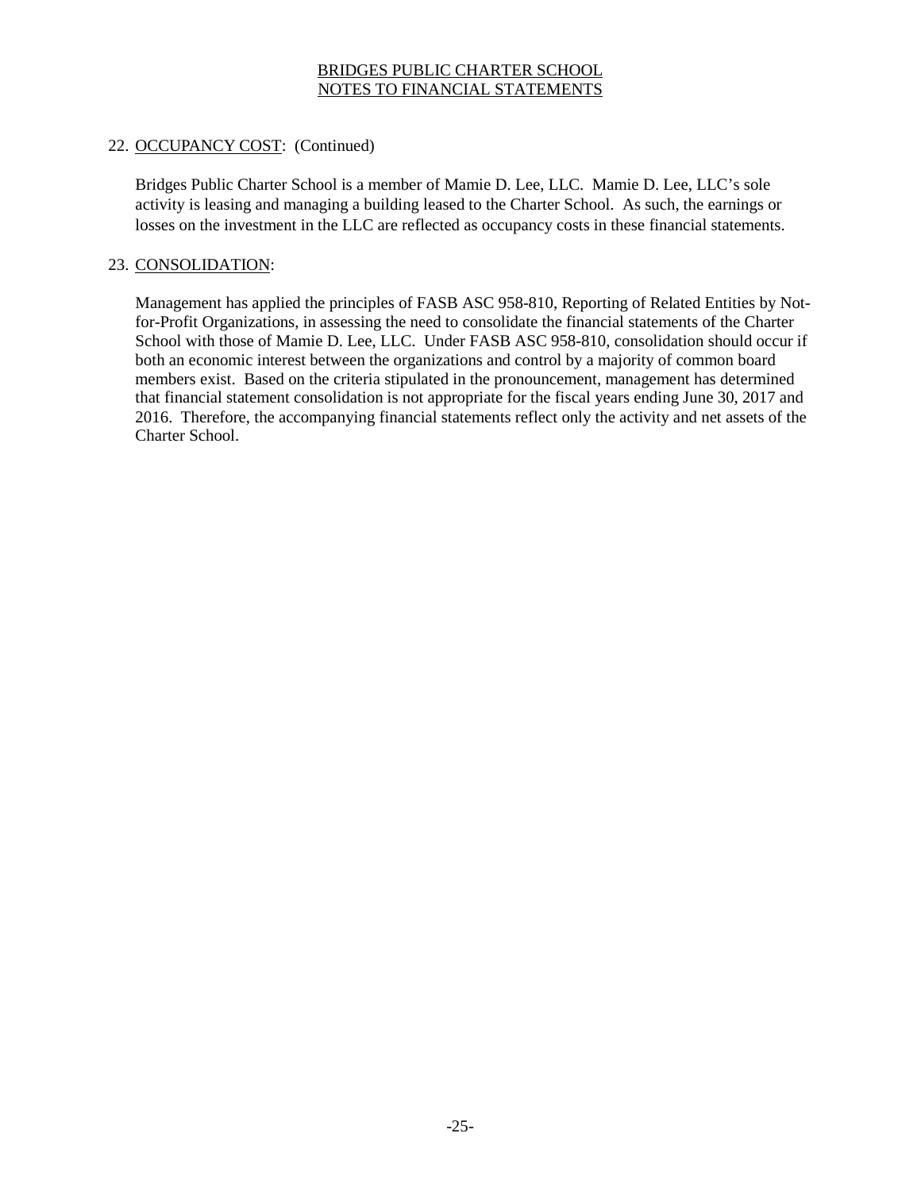## 22. OCCUPANCY COST: (Continued)

Bridges Public Charter School is a member of Mamie D. Lee, LLC. Mamie D. Lee, LLC's sole activity is leasing and managing a building leased to the Charter School. As such, the earnings or losses on the investment in the LLC are reflected as occupancy costs in these financial statements.

## 23. CONSOLIDATION:

Management has applied the principles of FASB ASC 958-810, Reporting of Related Entities by Not-for-Profit Organizations, in assessing the need to consolidate the financial statements of the Charter School with those of Mamie D. Lee, LLC. Under FASB ASC 958-810, consolidation should occur if both an economic interest between the organizations and control by a majority of common board members exist. Based on the criteria stipulated in the pronouncement, management has determined that financial statement consolidation is not appropriate for the fiscal years ending June 30, 2017 and 2016. Therefore, the accompanying financial statements reflect only the activity and net assets of the Charter School.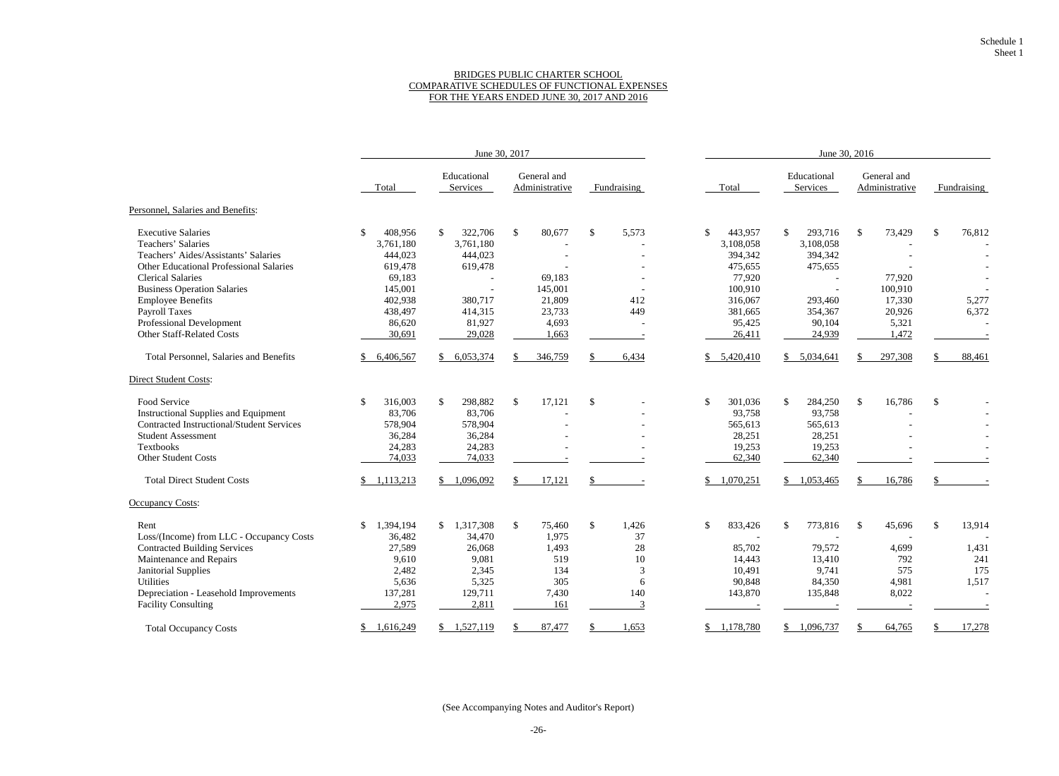Schedule 1
Sheet 1

BRIDGES PUBLIC CHARTER SCHOOL
COMPARATIVE SCHEDULES OF FUNCTIONAL EXPENSES
FOR THE YEARS ENDED JUNE 30, 2017 AND 2016

| | June 30, 2017 | | | | June 30, 2016 | | | |
|---|---|---|---|---|---|---|---|---|
| | Total | Educational Services | General and Administrative | Fundraising | Total | Educational Services | General and Administrative | Fundraising |
| Personnel, Salaries and Benefits: | | | | | | | | |
| Executive Salaries | $ 408,956 | $ 322,706 | $ 80,677 | $ 5,573 | $ 443,957 | $ 293,716 | $ 73,429 | $ 76,812 |
| Teachers' Salaries | 3,761,180 | 3,761,180 | - | - | 3,108,058 | 3,108,058 | - | - |
| Teachers' Aides/Assistants' Salaries | 444,023 | 444,023 | - | - | 394,342 | 394,342 | - | - |
| Other Educational Professional Salaries | 619,478 | 619,478 | - | - | 475,655 | 475,655 | - | - |
| Clerical Salaries | 69,183 | - | 69,183 | - | 77,920 | - | 77,920 | - |
| Business Operation Salaries | 145,001 | - | 145,001 | - | 100,910 | - | 100,910 | - |
| Employee Benefits | 402,938 | 380,717 | 21,809 | 412 | 316,067 | 293,460 | 17,330 | 5,277 |
| Payroll Taxes | 438,497 | 414,315 | 23,733 | 449 | 381,665 | 354,367 | 20,926 | 6,372 |
| Professional Development | 86,620 | 81,927 | 4,693 | - | 95,425 | 90,104 | 5,321 | - |
| Other Staff-Related Costs | 30,691 | 29,028 | 1,663 | - | 26,411 | 24,939 | 1,472 | - |
| Total Personnel, Salaries and Benefits | $ 6,406,567 | $ 6,053,374 | $ 346,759 | $ 6,434 | $ 5,420,410 | $ 5,034,641 | $ 297,308 | $ 88,461 |
| Direct Student Costs: | | | | | | | | |
| Food Service | $ 316,003 | $ 298,882 | $ 17,121 | $ - | $ 301,036 | $ 284,250 | $ 16,786 | $ - |
| Instructional Supplies and Equipment | 83,706 | 83,706 | - | - | 93,758 | 93,758 | - | - |
| Contracted Instructional/Student Services | 578,904 | 578,904 | - | - | 565,613 | 565,613 | - | - |
| Student Assessment | 36,284 | 36,284 | - | - | 28,251 | 28,251 | - | - |
| Textbooks | 24,283 | 24,283 | - | - | 19,253 | 19,253 | - | - |
| Other Student Costs | 74,033 | 74,033 | - | - | 62,340 | 62,340 | - | - |
| Total Direct Student Costs | $ 1,113,213 | $ 1,096,092 | $ 17,121 | $ - | $ 1,070,251 | $ 1,053,465 | $ 16,786 | $ - |
| Occupancy Costs: | | | | | | | | |
| Rent | $ 1,394,194 | $ 1,317,308 | $ 75,460 | $ 1,426 | $ 833,426 | $ 773,816 | $ 45,696 | $ 13,914 |
| Loss/(Income) from LLC - Occupancy Costs | 36,482 | 34,470 | 1,975 | 37 | - | - | - | - |
| Contracted Building Services | 27,589 | 26,068 | 1,493 | 28 | 85,702 | 79,572 | 4,699 | 1,431 |
| Maintenance and Repairs | 9,610 | 9,081 | 519 | 10 | 14,443 | 13,410 | 792 | 241 |
| Janitorial Supplies | 2,482 | 2,345 | 134 | 3 | 10,491 | 9,741 | 575 | 175 |
| Utilities | 5,636 | 5,325 | 305 | 6 | 90,848 | 84,350 | 4,981 | 1,517 |
| Depreciation - Leasehold Improvements | 137,281 | 129,711 | 7,430 | 140 | 143,870 | 135,848 | 8,022 | - |
| Facility Consulting | 2,975 | 2,811 | 161 | 3 | - | - | - | - |
| Total Occupancy Costs | $ 1,616,249 | $ 1,527,119 | $ 87,477 | $ 1,653 | $ 1,178,780 | $ 1,096,737 | $ 64,765 | $ 17,278 |

(See Accompanying Notes and Auditor's Report)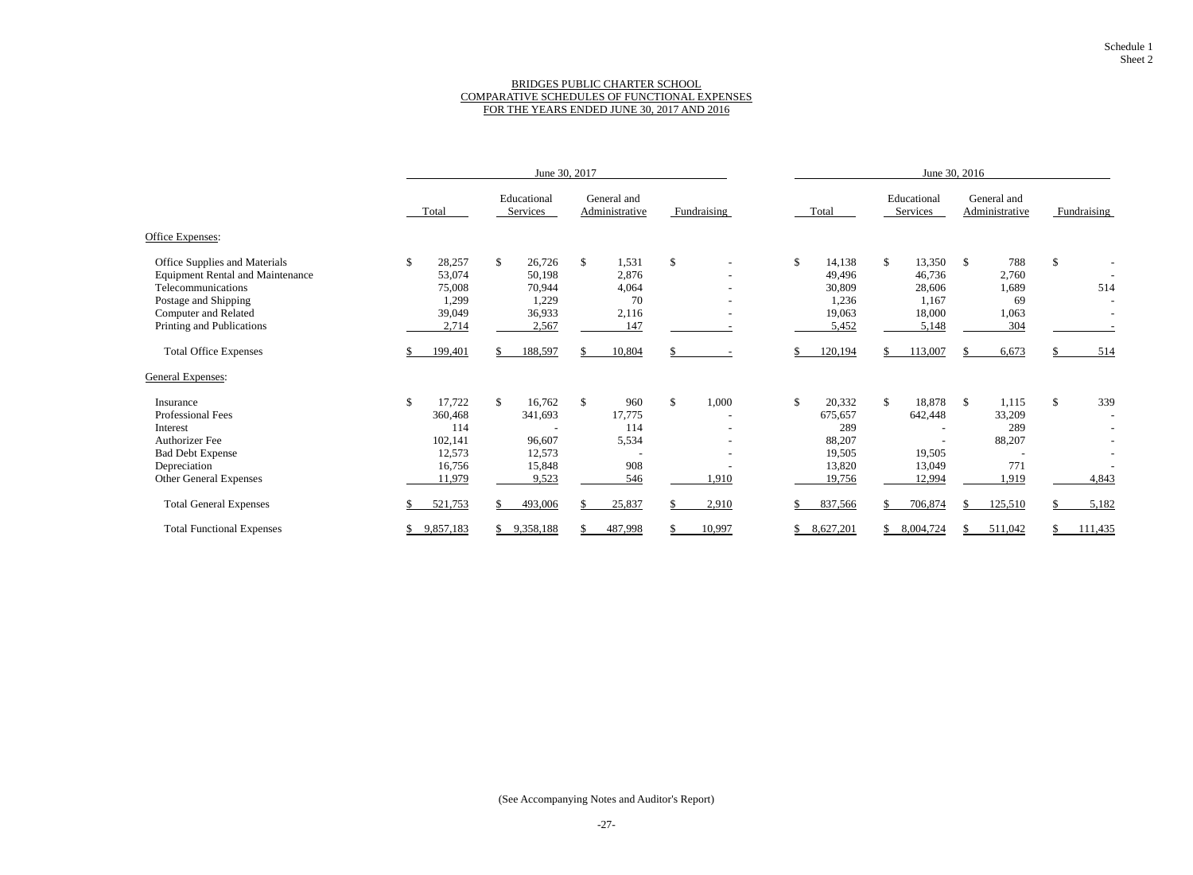Schedule 1
Sheet 2

# BRIDGES PUBLIC CHARTER SCHOOL
## COMPARATIVE SCHEDULES OF FUNCTIONAL EXPENSES
### FOR THE YEARS ENDED JUNE 30, 2017 AND 2016

| | June 30, 2017 | | | | June 30, 2016 | | | |
|---|---|---|---|---|---|---|---|---|
| | Total | Educational Services | General and Administrative | Fundraising | Total | Educational Services | General and Administrative | Fundraising |
| Office Expenses: | | | | | | | | |
| Office Supplies and Materials | $ 28,257 | $ 26,726 | $ 1,531 | $ - | $ 14,138 | $ 13,350 | $ 788 | $ - |
| Equipment Rental and Maintenance | 53,074 | 50,198 | 2,876 | - | 49,496 | 46,736 | 2,760 | - |
| Telecommunications | 75,008 | 70,944 | 4,064 | - | 30,809 | 28,606 | 1,689 | 514 |
| Postage and Shipping | 1,299 | 1,229 | 70 | - | 1,236 | 1,167 | 69 | - |
| Computer and Related | 39,049 | 36,933 | 2,116 | - | 19,063 | 18,000 | 1,063 | - |
| Printing and Publications | 2,714 | 2,567 | 147 | - | 5,452 | 5,148 | 304 | - |
| Total Office Expenses | $ 199,401 | $ 188,597 | $ 10,804 | $ - | $ 120,194 | $ 113,007 | $ 6,673 | $ 514 |
| General Expenses: | | | | | | | | |
| Insurance | $ 17,722 | $ 16,762 | $ 960 | $ 1,000 | $ 20,332 | $ 18,878 | $ 1,115 | $ 339 |
| Professional Fees | 360,468 | 341,693 | 17,775 | - | 675,657 | 642,448 | 33,209 | - |
| Interest | 114 | - | 114 | - | 289 | - | 289 | - |
| Authorizer Fee | 102,141 | 96,607 | 5,534 | - | 88,207 | - | 88,207 | - |
| Bad Debt Expense | 12,573 | 12,573 | - | - | 19,505 | 19,505 | - | - |
| Depreciation | 16,756 | 15,848 | 908 | - | 13,820 | 13,049 | 771 | - |
| Other General Expenses | 11,979 | 9,523 | 546 | 1,910 | 19,756 | 12,994 | 1,919 | 4,843 |
| Total General Expenses | $ 521,753 | $ 493,006 | $ 25,837 | $ 2,910 | $ 837,566 | $ 706,874 | $ 125,510 | $ 5,182 |
| Total Functional Expenses | $ 9,857,183 | $ 9,358,188 | $ 487,998 | $ 10,997 | $ 8,627,201 | $ 8,004,724 | $ 511,042 | $ 111,435 |

(See Accompanying Notes and Auditor's Report)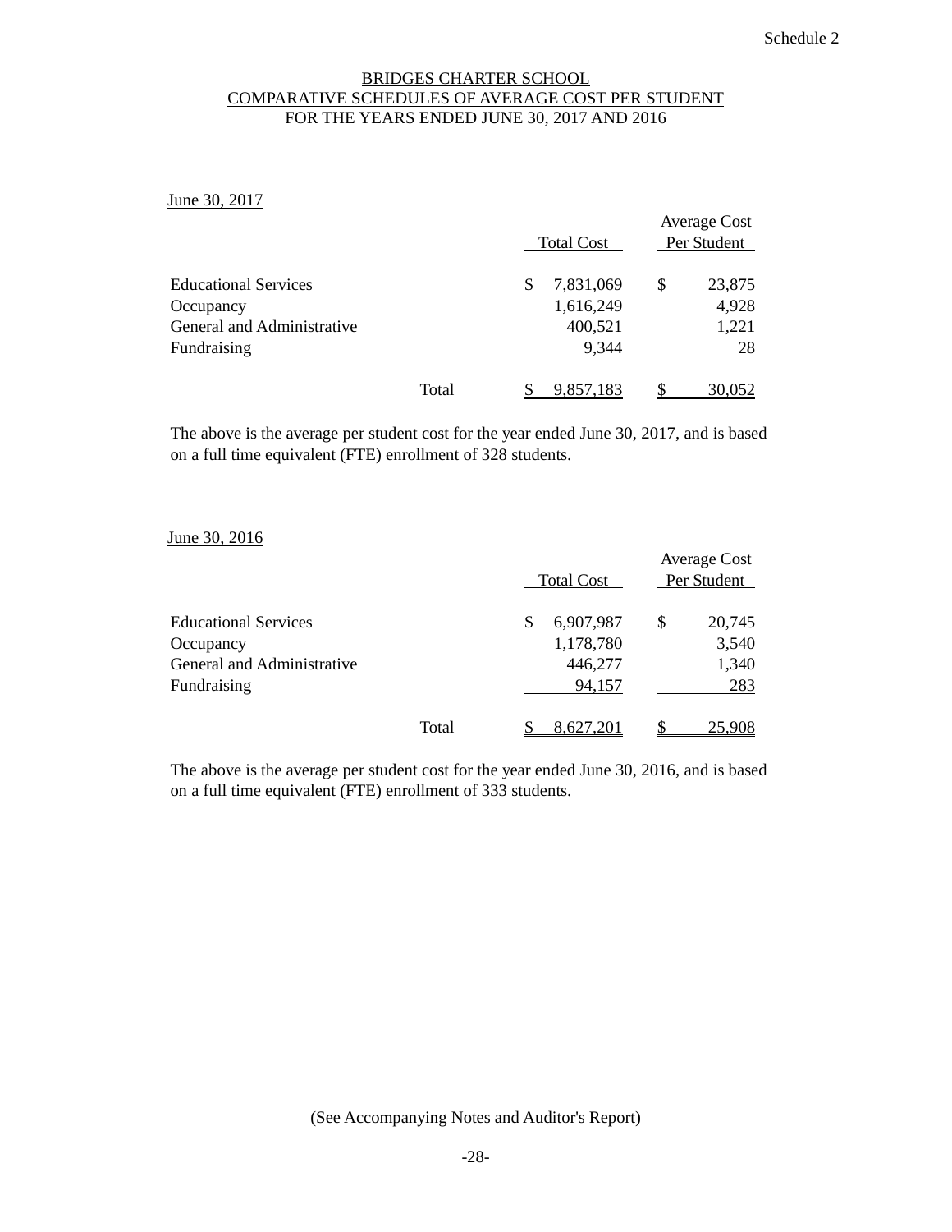Schedule 2

# BRIDGES CHARTER SCHOOL
## COMPARATIVE SCHEDULES OF AVERAGE COST PER STUDENT
## FOR THE YEARS ENDED JUNE 30, 2017 AND 2016

June 30, 2017

| | | Total Cost | Average Cost Per Student |
|---|---|---|---|
| Educational Services | | $ 7,831,069 | $ 23,875 |
| Occupancy | | 1,616,249 | 4,928 |
| General and Administrative | | 400,521 | 1,221 |
| Fundraising | | 9,344 | 28 |
| | Total | $ 9,857,183 | $ 30,052 |

The above is the average per student cost for the year ended June 30, 2017, and is based on a full time equivalent (FTE) enrollment of 328 students.

June 30, 2016

| | | Total Cost | Average Cost Per Student |
|---|---|---|---|
| Educational Services | | $ 6,907,987 | $ 20,745 |
| Occupancy | | 1,178,780 | 3,540 |
| General and Administrative | | 446,277 | 1,340 |
| Fundraising | | 94,157 | 283 |
| | Total | $ 8,627,201 | $ 25,908 |

The above is the average per student cost for the year ended June 30, 2016, and is based on a full time equivalent (FTE) enrollment of 333 students.

(See Accompanying Notes and Auditor's Report)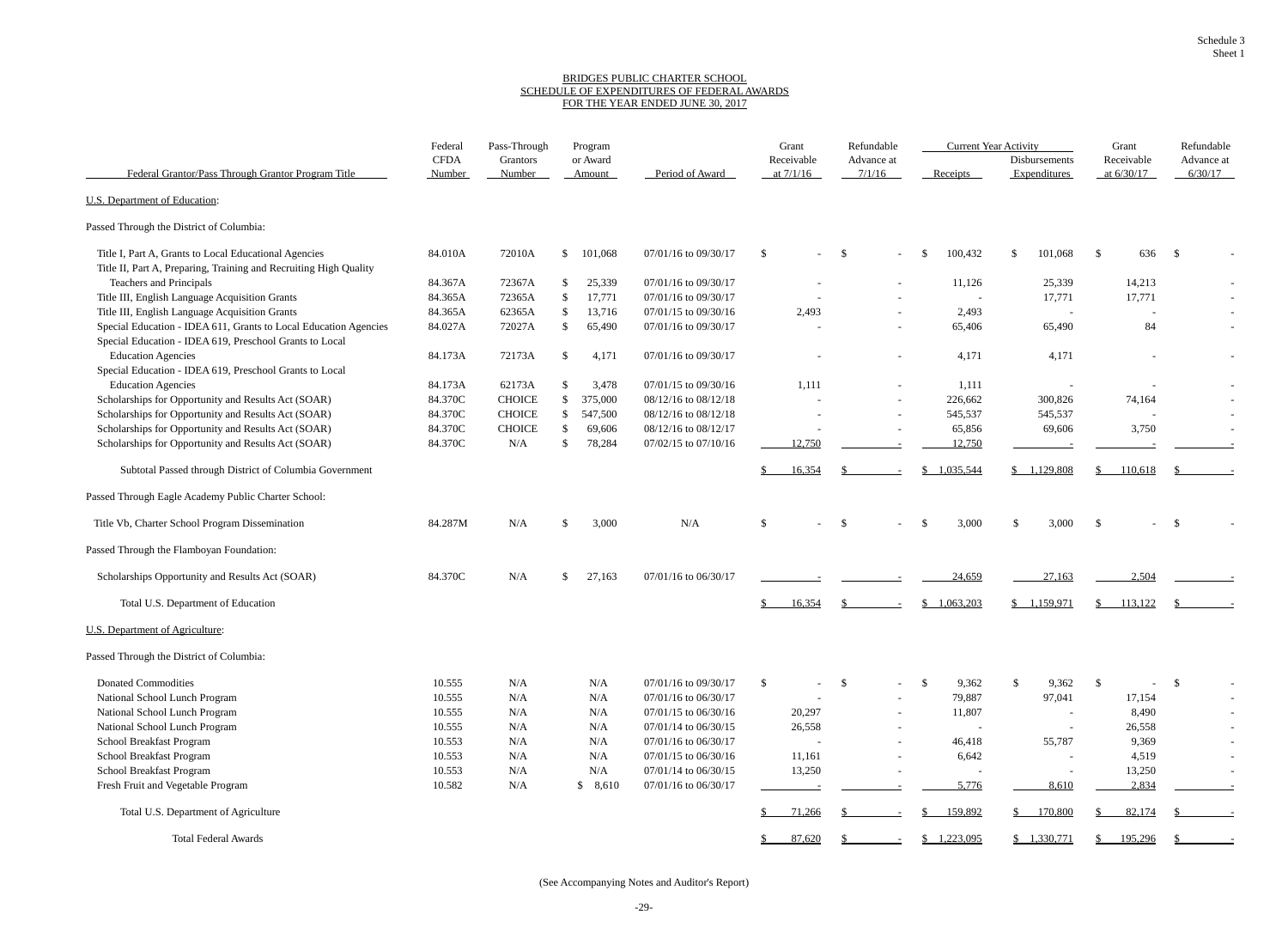Schedule 3
Sheet 1

# BRIDGES PUBLIC CHARTER SCHOOL
## SCHEDULE OF EXPENDITURES OF FEDERAL AWARDS
### FOR THE YEAR ENDED JUNE 30, 2017

| Federal Grantor/Pass Through Grantor Program Title | Federal CFDA Number | Pass-Through Grantors Number | Program or Award Amount | Period of Award | Grant Receivable at 7/1/16 | Refundable Advance at 7/1/16 | Current Year Activity Receipts | Current Year Activity Disbursements Expenditures | Grant Receivable at 6/30/17 | Refundable Advance at 6/30/17 |
|---|---|---|---|---|---|---|---|---|---|---|
| U.S. Department of Education: | | | | | | | | | | |
| Passed Through the District of Columbia: | | | | | | | | | | |
| Title I, Part A, Grants to Local Educational Agencies | 84.010A | 72010A | $ 101,068 | 07/01/16 to 09/30/17 | $ - | $ - | $ 100,432 | $ 101,068 | $ 636 | $ - |
| Title II, Part A, Preparing, Training and Recruiting High Quality Teachers and Principals | 84.367A | 72367A | $ 25,339 | 07/01/16 to 09/30/17 | - | - | 11,126 | 25,339 | 14,213 | - |
| Title III, English Language Acquisition Grants | 84.365A | 72365A | $ 17,771 | 07/01/16 to 09/30/17 | - | - | - | 17,771 | 17,771 | - |
| Title III, English Language Acquisition Grants | 84.365A | 62365A | $ 13,716 | 07/01/15 to 09/30/16 | 2,493 | - | 2,493 | - | - | - |
| Special Education - IDEA 611, Grants to Local Education Agencies | 84.027A | 72027A | $ 65,490 | 07/01/16 to 09/30/17 | - | - | 65,406 | 65,490 | 84 | - |
| Special Education - IDEA 619, Preschool Grants to Local Education Agencies | 84.173A | 72173A | $ 4,171 | 07/01/16 to 09/30/17 | - | - | 4,171 | 4,171 | - | - |
| Special Education - IDEA 619, Preschool Grants to Local Education Agencies | 84.173A | 62173A | $ 3,478 | 07/01/15 to 09/30/16 | 1,111 | - | 1,111 | - | - | - |
| Scholarships for Opportunity and Results Act (SOAR) | 84.370C | CHOICE | $ 375,000 | 08/12/16 to 08/12/18 | - | - | 226,662 | 300,826 | 74,164 | - |
| Scholarships for Opportunity and Results Act (SOAR) | 84.370C | CHOICE | $ 547,500 | 08/12/16 to 08/12/18 | - | - | 545,537 | 545,537 | - | - |
| Scholarships for Opportunity and Results Act (SOAR) | 84.370C | CHOICE | $ 69,606 | 08/12/16 to 08/12/17 | - | - | 65,856 | 69,606 | 3,750 | - |
| Scholarships for Opportunity and Results Act (SOAR) | 84.370C | N/A | $ 78,284 | 07/02/15 to 07/10/16 | 12,750 | - | 12,750 | - | - | - |
| Subtotal Passed through District of Columbia Government | | | | | $ 16,354 | $ - | $ 1,035,544 | $ 1,129,808 | $ 110,618 | $ - |
| Passed Through Eagle Academy Public Charter School: | | | | | | | | | | |
| Title Vb, Charter School Program Dissemination | 84.287M | N/A | $ 3,000 | N/A | $ - | $ - | $ 3,000 | $ 3,000 | $ - | $ - |
| Passed Through the Flamboyan Foundation: | | | | | | | | | | |
| Scholarships Opportunity and Results Act (SOAR) | 84.370C | N/A | $ 27,163 | 07/01/16 to 06/30/17 | - | - | 24,659 | 27,163 | 2,504 | - |
| Total U.S. Department of Education | | | | | $ 16,354 | $ - | $ 1,063,203 | $ 1,159,971 | $ 113,122 | $ - |
| U.S. Department of Agriculture: | | | | | | | | | | |
| Passed Through the District of Columbia: | | | | | | | | | | |
| Donated Commodities | 10.555 | N/A | N/A | 07/01/16 to 09/30/17 | $ - | $ - | $ 9,362 | $ 9,362 | $ - | $ - |
| National School Lunch Program | 10.555 | N/A | N/A | 07/01/16 to 06/30/17 | - | - | 79,887 | 97,041 | 17,154 | - |
| National School Lunch Program | 10.555 | N/A | N/A | 07/01/15 to 06/30/16 | 20,297 | - | 11,807 | - | 8,490 | - |
| National School Lunch Program | 10.555 | N/A | N/A | 07/01/14 to 06/30/15 | 26,558 | - | - | - | 26,558 | - |
| School Breakfast Program | 10.553 | N/A | N/A | 07/01/16 to 06/30/17 | - | - | 46,418 | 55,787 | 9,369 | - |
| School Breakfast Program | 10.553 | N/A | N/A | 07/01/15 to 06/30/16 | 11,161 | - | 6,642 | - | 4,519 | - |
| School Breakfast Program | 10.553 | N/A | N/A | 07/01/14 to 06/30/15 | 13,250 | - | - | - | 13,250 | - |
| Fresh Fruit and Vegetable Program | 10.582 | N/A | $ 8,610 | 07/01/16 to 06/30/17 | - | - | 5,776 | 8,610 | 2,834 | - |
| Total U.S. Department of Agriculture | | | | | $ 71,266 | $ - | $ 159,892 | $ 170,800 | $ 82,174 | $ - |
| Total Federal Awards | | | | | $ 87,620 | $ - | $ 1,223,095 | $ 1,330,771 | $ 195,296 | $ - |

(See Accompanying Notes and Auditor's Report)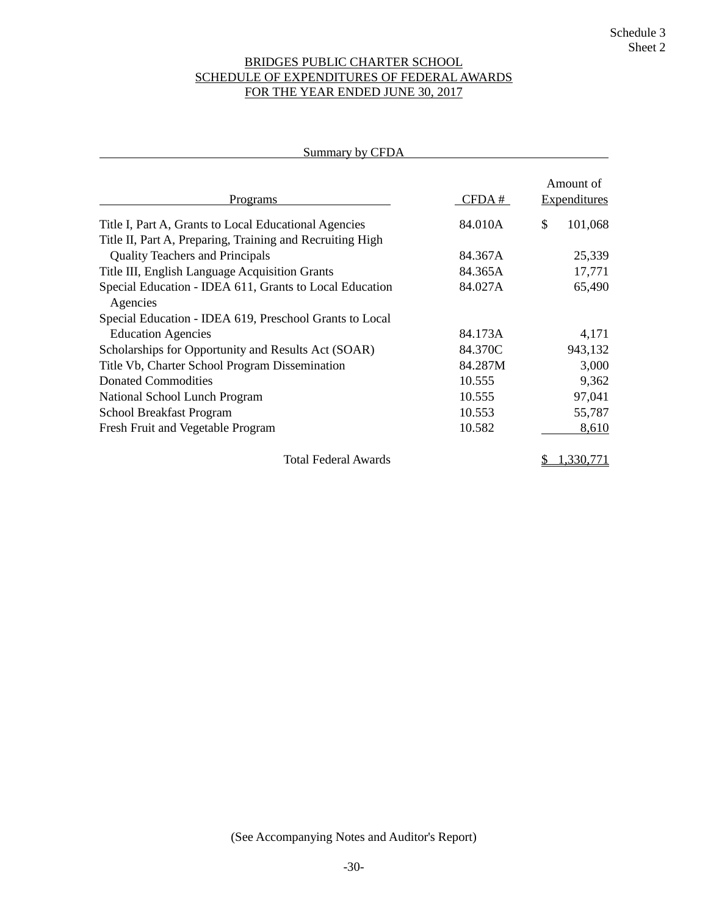Schedule 3
Sheet 2

# BRIDGES PUBLIC CHARTER SCHOOL
## SCHEDULE OF EXPENDITURES OF FEDERAL AWARDS
## FOR THE YEAR ENDED JUNE 30, 2017

### Summary by CFDA

| Programs | CFDA # | Amount of Expenditures |
|---|---|---|
| Title I, Part A, Grants to Local Educational Agencies | 84.010A | $ 101,068 |
| Title II, Part A, Preparing, Training and Recruiting High Quality Teachers and Principals | 84.367A | 25,339 |
| Title III, English Language Acquisition Grants | 84.365A | 17,771 |
| Special Education - IDEA 611, Grants to Local Education Agencies | 84.027A | 65,490 |
| Special Education - IDEA 619, Preschool Grants to Local Education Agencies | 84.173A | 4,171 |
| Scholarships for Opportunity and Results Act (SOAR) | 84.370C | 943,132 |
| Title Vb, Charter School Program Dissemination | 84.287M | 3,000 |
| Donated Commodities | 10.555 | 9,362 |
| National School Lunch Program | 10.555 | 97,041 |
| School Breakfast Program | 10.553 | 55,787 |
| Fresh Fruit and Vegetable Program | 10.582 | 8,610 |
| Total Federal Awards | | $ 1,330,771 |

(See Accompanying Notes and Auditor's Report)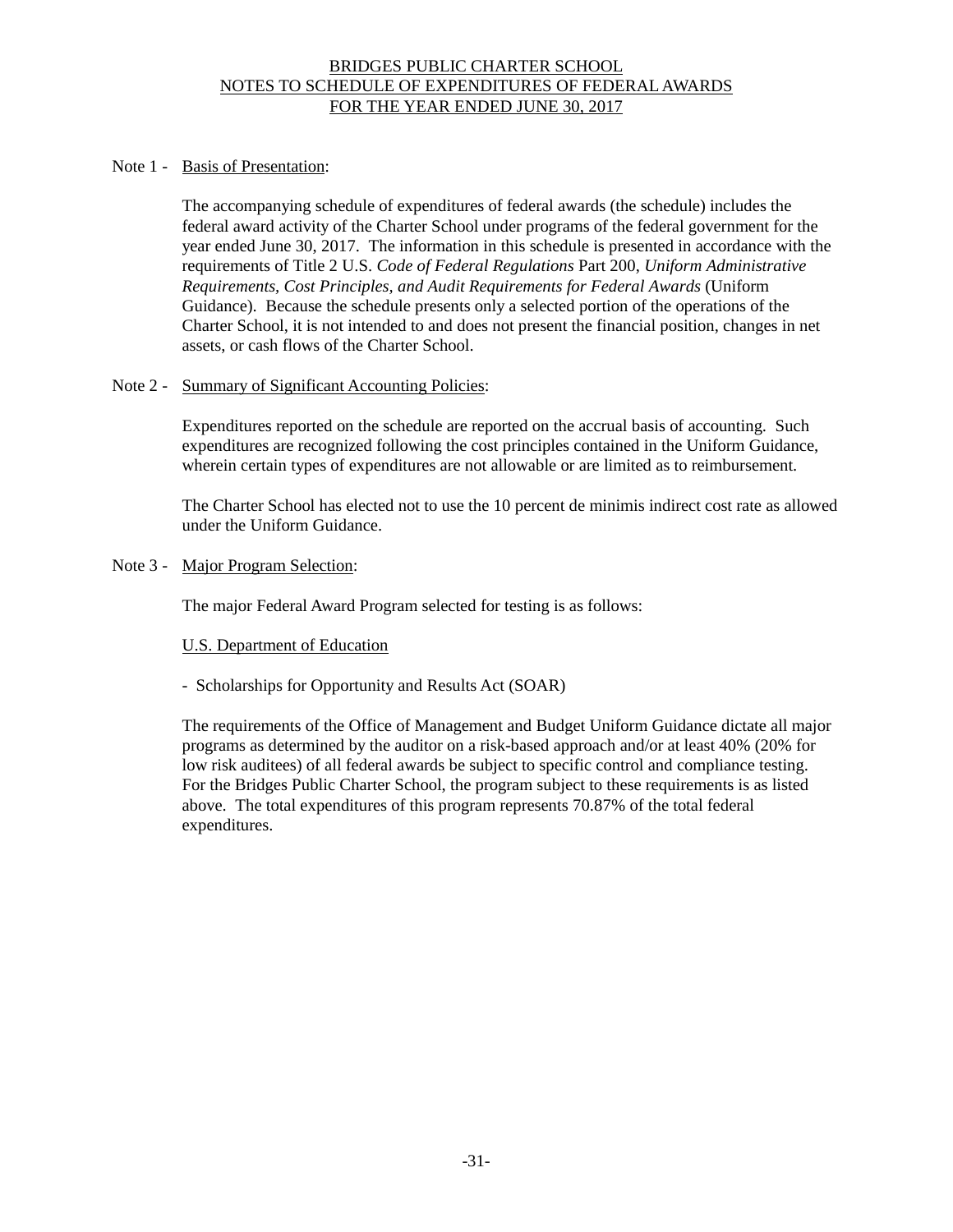# BRIDGES PUBLIC CHARTER SCHOOL
## NOTES TO SCHEDULE OF EXPENDITURES OF FEDERAL AWARDS
## FOR THE YEAR ENDED JUNE 30, 2017

Note 1 - Basis of Presentation:

The accompanying schedule of expenditures of federal awards (the schedule) includes the federal award activity of the Charter School under programs of the federal government for the year ended June 30, 2017. The information in this schedule is presented in accordance with the requirements of Title 2 U.S. *Code of Federal Regulations* Part 200, *Uniform Administrative Requirements, Cost Principles, and Audit Requirements for Federal Awards* (Uniform Guidance). Because the schedule presents only a selected portion of the operations of the Charter School, it is not intended to and does not present the financial position, changes in net assets, or cash flows of the Charter School.

Note 2 - Summary of Significant Accounting Policies:

Expenditures reported on the schedule are reported on the accrual basis of accounting. Such expenditures are recognized following the cost principles contained in the Uniform Guidance, wherein certain types of expenditures are not allowable or are limited as to reimbursement.

The Charter School has elected not to use the 10 percent de minimis indirect cost rate as allowed under the Uniform Guidance.

Note 3 - Major Program Selection:

The major Federal Award Program selected for testing is as follows:

U.S. Department of Education

- Scholarships for Opportunity and Results Act (SOAR)

The requirements of the Office of Management and Budget Uniform Guidance dictate all major programs as determined by the auditor on a risk-based approach and/or at least 40% (20% for low risk auditees) of all federal awards be subject to specific control and compliance testing. For the Bridges Public Charter School, the program subject to these requirements is as listed above. The total expenditures of this program represents 70.87% of the total federal expenditures.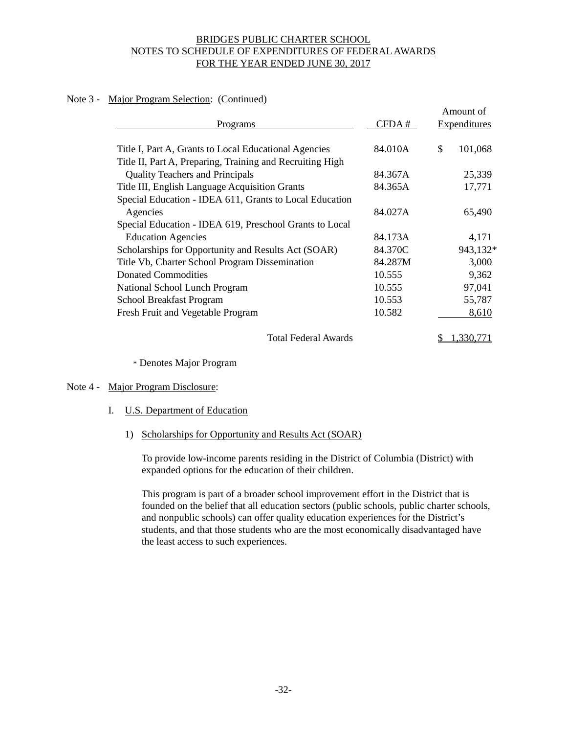BRIDGES PUBLIC CHARTER SCHOOL
NOTES TO SCHEDULE OF EXPENDITURES OF FEDERAL AWARDS
FOR THE YEAR ENDED JUNE 30, 2017

Note 3 - Major Program Selection: (Continued)

| Programs | CFDA # | Amount of Expenditures |
|---|---|---|
| Title I, Part A, Grants to Local Educational Agencies | 84.010A | $ 101,068 |
| Title II, Part A, Preparing, Training and Recruiting High Quality Teachers and Principals | 84.367A | 25,339 |
| Title III, English Language Acquisition Grants | 84.365A | 17,771 |
| Special Education - IDEA 611, Grants to Local Education Agencies | 84.027A | 65,490 |
| Special Education - IDEA 619, Preschool Grants to Local Education Agencies | 84.173A | 4,171 |
| Scholarships for Opportunity and Results Act (SOAR) | 84.370C | 943,132* |
| Title Vb, Charter School Program Dissemination | 84.287M | 3,000 |
| Donated Commodities | 10.555 | 9,362 |
| National School Lunch Program | 10.555 | 97,041 |
| School Breakfast Program | 10.553 | 55,787 |
| Fresh Fruit and Vegetable Program | 10.582 | 8,610 |
| Total Federal Awards | | $ 1,330,771 |

\* Denotes Major Program

Note 4 - Major Program Disclosure:

I. U.S. Department of Education

1) Scholarships for Opportunity and Results Act (SOAR)

To provide low-income parents residing in the District of Columbia (District) with expanded options for the education of their children.

This program is part of a broader school improvement effort in the District that is founded on the belief that all education sectors (public schools, public charter schools, and nonpublic schools) can offer quality education experiences for the District's students, and that those students who are the most economically disadvantaged have the least access to such experiences.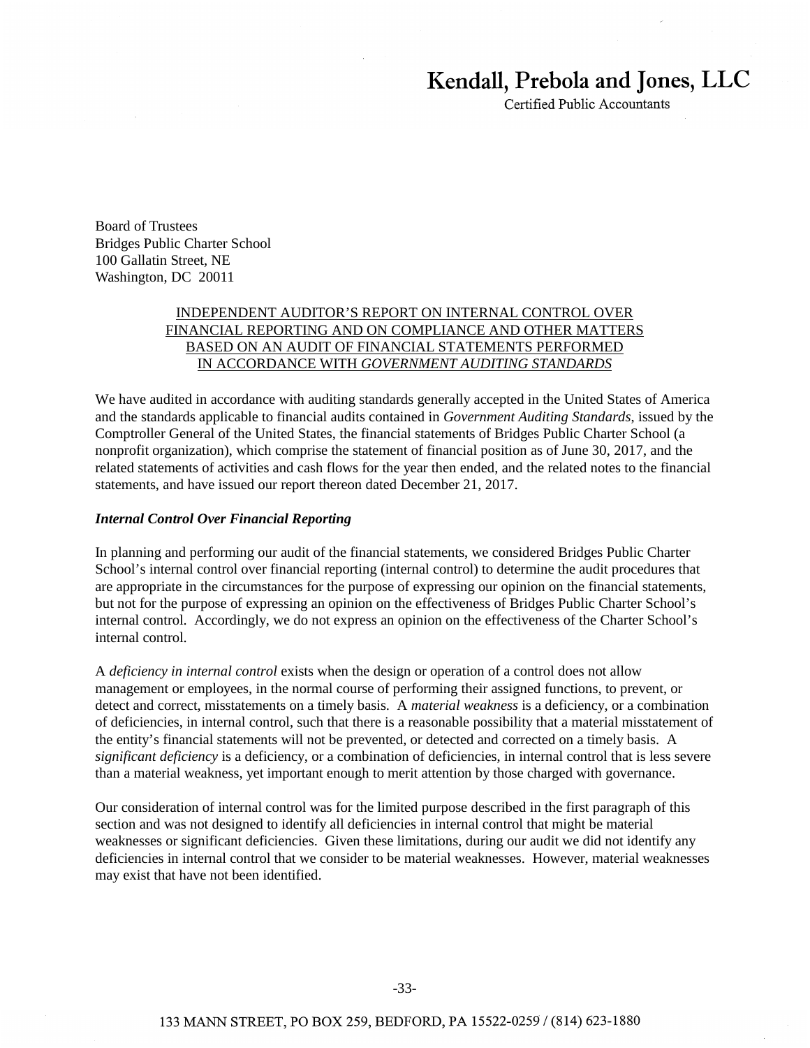Kendall, Prebola and Jones, LLC

Certified Public Accountants

Board of Trustees
Bridges Public Charter School
100 Gallatin Street, NE
Washington, DC 20011

INDEPENDENT AUDITOR'S REPORT ON INTERNAL CONTROL OVER FINANCIAL REPORTING AND ON COMPLIANCE AND OTHER MATTERS BASED ON AN AUDIT OF FINANCIAL STATEMENTS PERFORMED IN ACCORDANCE WITH *GOVERNMENT AUDITING STANDARDS*

We have audited in accordance with auditing standards generally accepted in the United States of America and the standards applicable to financial audits contained in *Government Auditing Standards*, issued by the Comptroller General of the United States, the financial statements of Bridges Public Charter School (a nonprofit organization), which comprise the statement of financial position as of June 30, 2017, and the related statements of activities and cash flows for the year then ended, and the related notes to the financial statements, and have issued our report thereon dated December 21, 2017.

***Internal Control Over Financial Reporting***

In planning and performing our audit of the financial statements, we considered Bridges Public Charter School's internal control over financial reporting (internal control) to determine the audit procedures that are appropriate in the circumstances for the purpose of expressing our opinion on the financial statements, but not for the purpose of expressing an opinion on the effectiveness of Bridges Public Charter School's internal control. Accordingly, we do not express an opinion on the effectiveness of the Charter School's internal control.

A *deficiency in internal control* exists when the design or operation of a control does not allow management or employees, in the normal course of performing their assigned functions, to prevent, or detect and correct, misstatements on a timely basis. A *material weakness* is a deficiency, or a combination of deficiencies, in internal control, such that there is a reasonable possibility that a material misstatement of the entity's financial statements will not be prevented, or detected and corrected on a timely basis. A *significant deficiency* is a deficiency, or a combination of deficiencies, in internal control that is less severe than a material weakness, yet important enough to merit attention by those charged with governance.

Our consideration of internal control was for the limited purpose described in the first paragraph of this section and was not designed to identify all deficiencies in internal control that might be material weaknesses or significant deficiencies. Given these limitations, during our audit we did not identify any deficiencies in internal control that we consider to be material weaknesses. However, material weaknesses may exist that have not been identified.

133 MANN STREET, PO BOX 259, BEDFORD, PA 15522-0259 / (814) 623-1880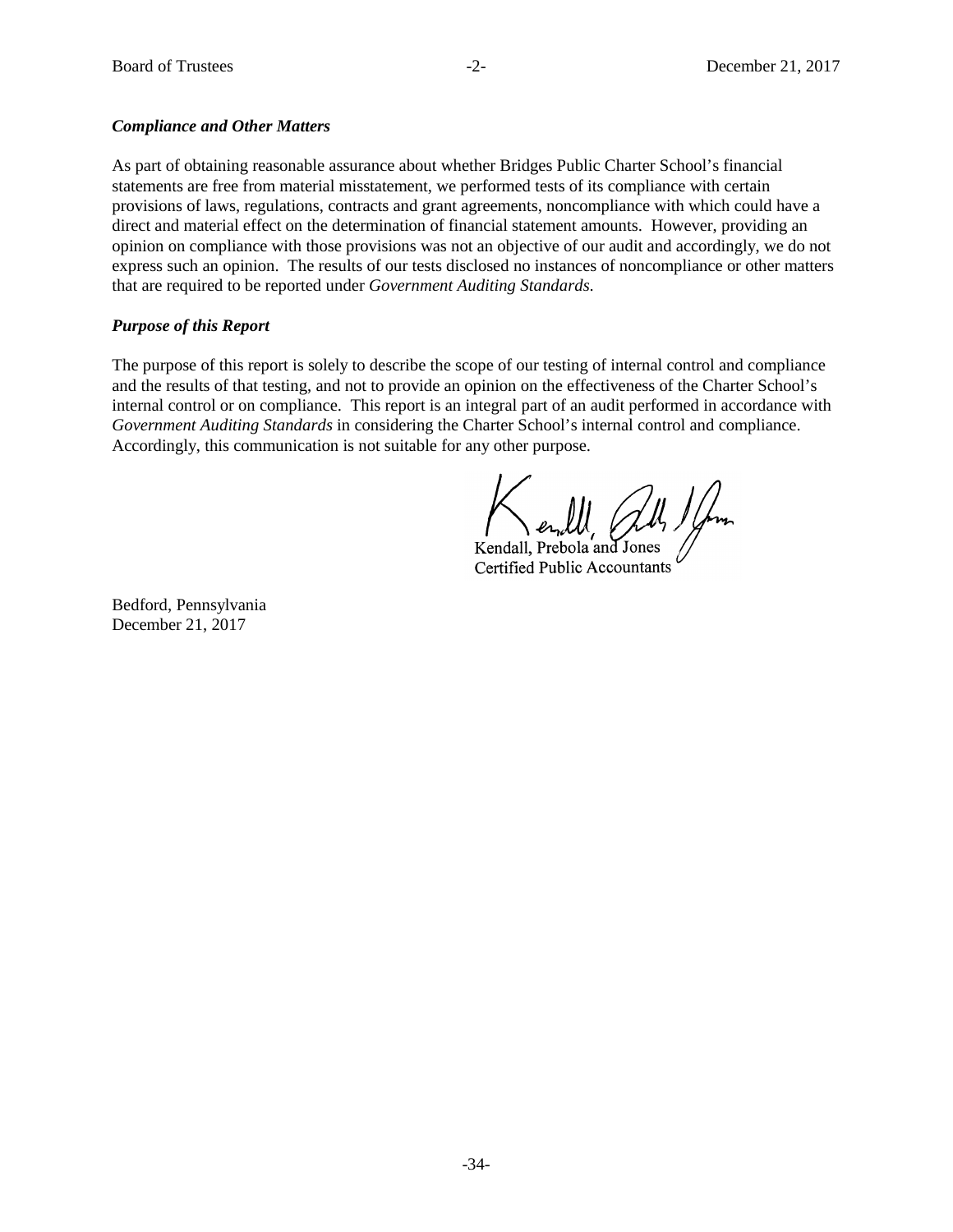***Compliance and Other Matters***

As part of obtaining reasonable assurance about whether Bridges Public Charter School's financial statements are free from material misstatement, we performed tests of its compliance with certain provisions of laws, regulations, contracts and grant agreements, noncompliance with which could have a direct and material effect on the determination of financial statement amounts. However, providing an opinion on compliance with those provisions was not an objective of our audit and accordingly, we do not express such an opinion. The results of our tests disclosed no instances of noncompliance or other matters that are required to be reported under *Government Auditing Standards.*

***Purpose of this Report***

The purpose of this report is solely to describe the scope of our testing of internal control and compliance and the results of that testing, and not to provide an opinion on the effectiveness of the Charter School's internal control or on compliance. This report is an integral part of an audit performed in accordance with *Government Auditing Standards* in considering the Charter School's internal control and compliance. Accordingly, this communication is not suitable for any other purpose.

Kendall, Prebola and Jones
Certified Public Accountants

Bedford, Pennsylvania
December 21, 2017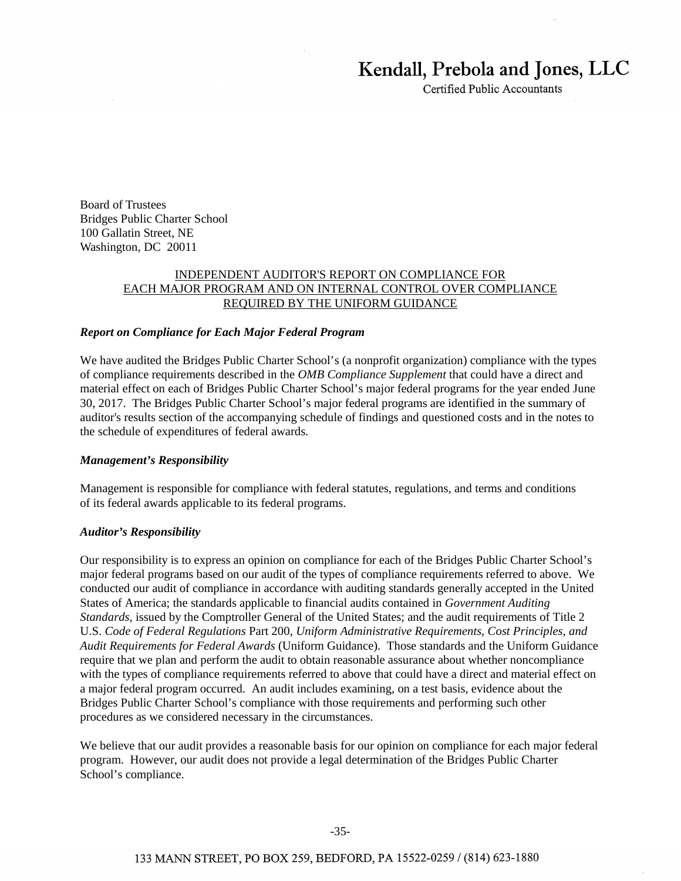# Kendall, Prebola and Jones, LLC

Certified Public Accountants

Board of Trustees
Bridges Public Charter School
100 Gallatin Street, NE
Washington, DC 20011

## INDEPENDENT AUDITOR'S REPORT ON COMPLIANCE FOR EACH MAJOR PROGRAM AND ON INTERNAL CONTROL OVER COMPLIANCE REQUIRED BY THE UNIFORM GUIDANCE

***Report on Compliance for Each Major Federal Program***

We have audited the Bridges Public Charter School's (a nonprofit organization) compliance with the types of compliance requirements described in the *OMB Compliance Supplement* that could have a direct and material effect on each of Bridges Public Charter School's major federal programs for the year ended June 30, 2017. The Bridges Public Charter School's major federal programs are identified in the summary of auditor's results section of the accompanying schedule of findings and questioned costs and in the notes to the schedule of expenditures of federal awards.

***Management's Responsibility***

Management is responsible for compliance with federal statutes, regulations, and terms and conditions of its federal awards applicable to its federal programs.

***Auditor's Responsibility***

Our responsibility is to express an opinion on compliance for each of the Bridges Public Charter School's major federal programs based on our audit of the types of compliance requirements referred to above. We conducted our audit of compliance in accordance with auditing standards generally accepted in the United States of America; the standards applicable to financial audits contained in *Government Auditing Standards*, issued by the Comptroller General of the United States; and the audit requirements of Title 2 U.S. *Code of Federal Regulations* Part 200, *Uniform Administrative Requirements, Cost Principles, and Audit Requirements for Federal Awards* (Uniform Guidance). Those standards and the Uniform Guidance require that we plan and perform the audit to obtain reasonable assurance about whether noncompliance with the types of compliance requirements referred to above that could have a direct and material effect on a major federal program occurred. An audit includes examining, on a test basis, evidence about the Bridges Public Charter School's compliance with those requirements and performing such other procedures as we considered necessary in the circumstances.

We believe that our audit provides a reasonable basis for our opinion on compliance for each major federal program. However, our audit does not provide a legal determination of the Bridges Public Charter School's compliance.

133 MANN STREET, PO BOX 259, BEDFORD, PA 15522-0259 / (814) 623-1880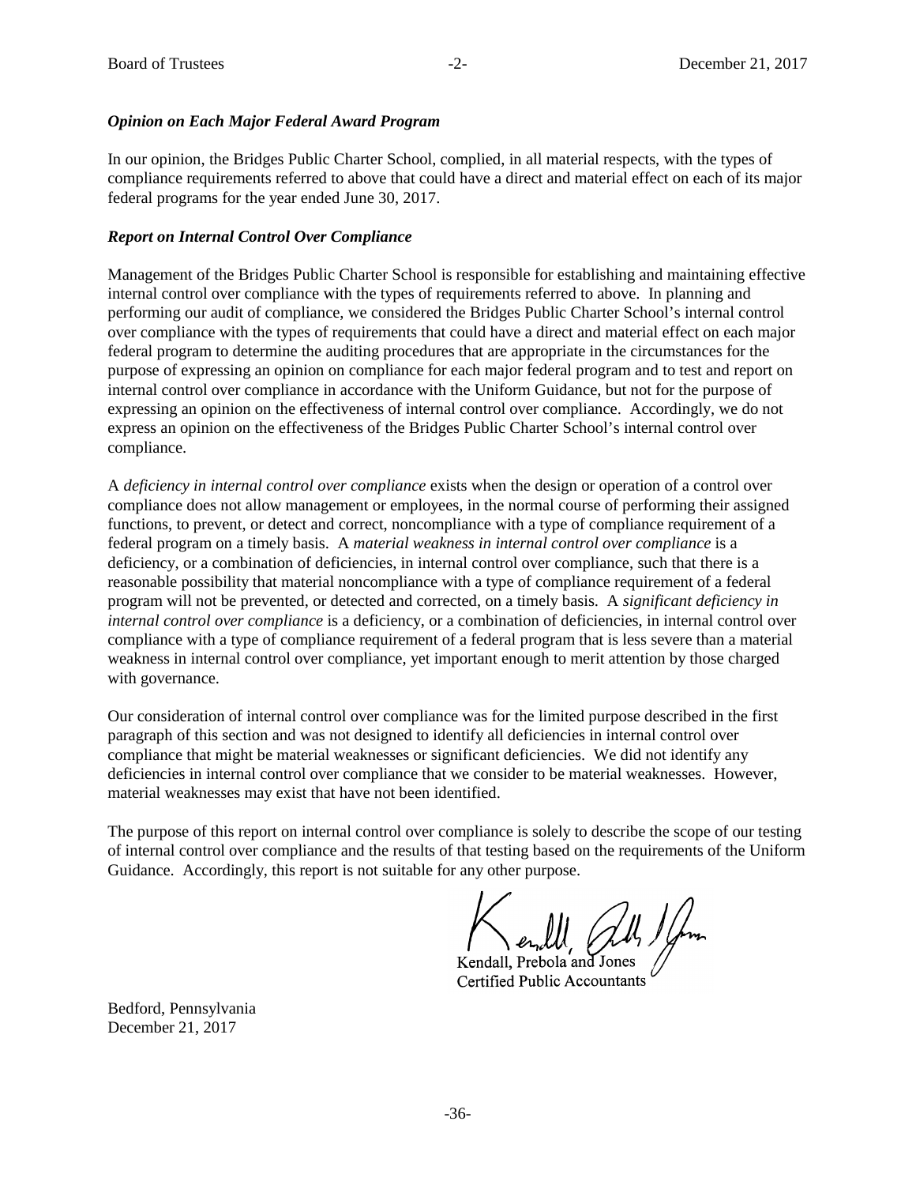### *Opinion on Each Major Federal Award Program*

In our opinion, the Bridges Public Charter School, complied, in all material respects, with the types of compliance requirements referred to above that could have a direct and material effect on each of its major federal programs for the year ended June 30, 2017.

### *Report on Internal Control Over Compliance*

Management of the Bridges Public Charter School is responsible for establishing and maintaining effective internal control over compliance with the types of requirements referred to above. In planning and performing our audit of compliance, we considered the Bridges Public Charter School's internal control over compliance with the types of requirements that could have a direct and material effect on each major federal program to determine the auditing procedures that are appropriate in the circumstances for the purpose of expressing an opinion on compliance for each major federal program and to test and report on internal control over compliance in accordance with the Uniform Guidance, but not for the purpose of expressing an opinion on the effectiveness of internal control over compliance. Accordingly, we do not express an opinion on the effectiveness of the Bridges Public Charter School's internal control over compliance.

A *deficiency in internal control over compliance* exists when the design or operation of a control over compliance does not allow management or employees, in the normal course of performing their assigned functions, to prevent, or detect and correct, noncompliance with a type of compliance requirement of a federal program on a timely basis. A *material weakness in internal control over compliance* is a deficiency, or a combination of deficiencies, in internal control over compliance, such that there is a reasonable possibility that material noncompliance with a type of compliance requirement of a federal program will not be prevented, or detected and corrected, on a timely basis. A *significant deficiency in internal control over compliance* is a deficiency, or a combination of deficiencies, in internal control over compliance with a type of compliance requirement of a federal program that is less severe than a material weakness in internal control over compliance, yet important enough to merit attention by those charged with governance.

Our consideration of internal control over compliance was for the limited purpose described in the first paragraph of this section and was not designed to identify all deficiencies in internal control over compliance that might be material weaknesses or significant deficiencies. We did not identify any deficiencies in internal control over compliance that we consider to be material weaknesses. However, material weaknesses may exist that have not been identified.

The purpose of this report on internal control over compliance is solely to describe the scope of our testing of internal control over compliance and the results of that testing based on the requirements of the Uniform Guidance. Accordingly, this report is not suitable for any other purpose.

Kendall, Prebola and Jones
Certified Public Accountants

Bedford, Pennsylvania
December 21, 2017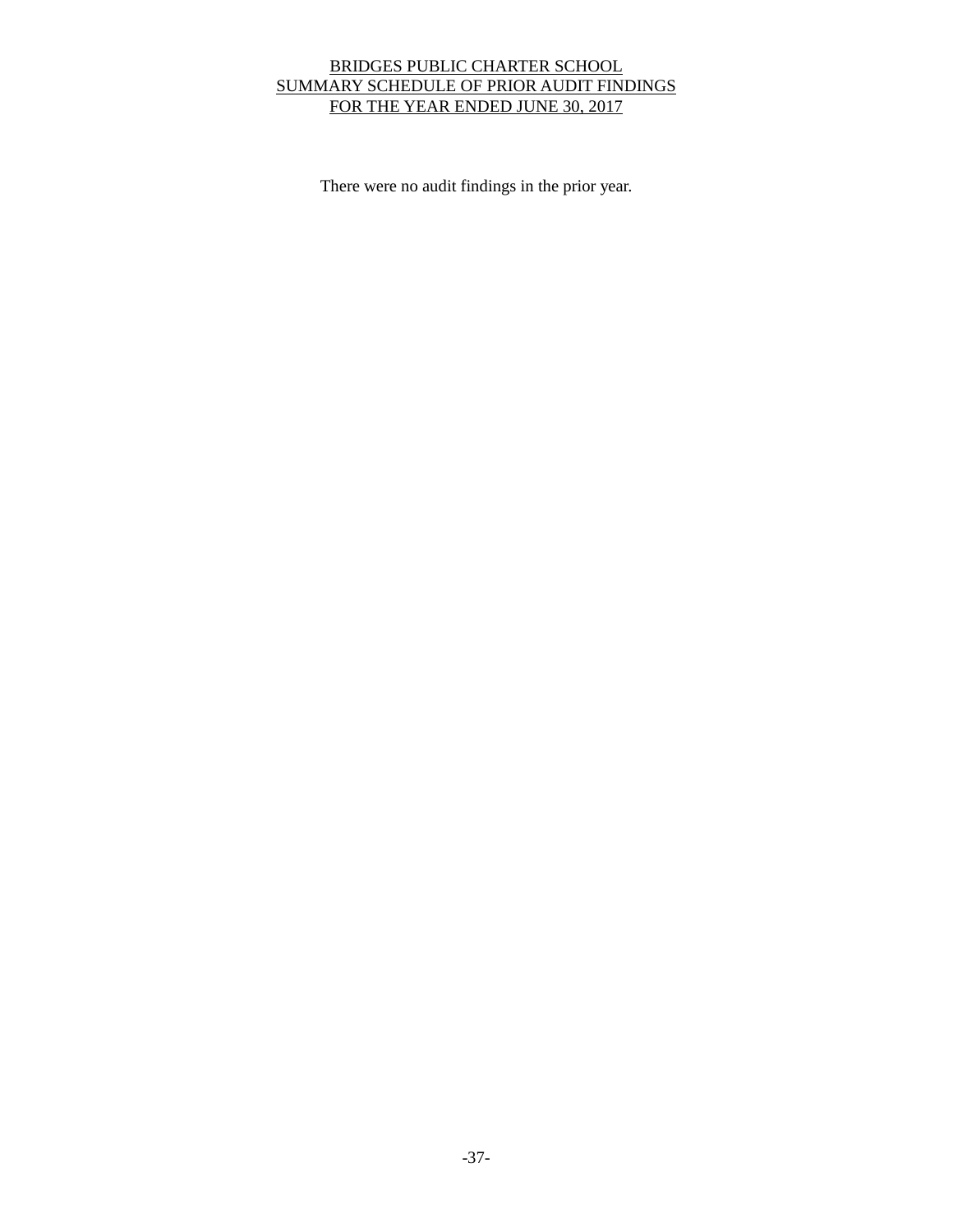# BRIDGES PUBLIC CHARTER SCHOOL
## SUMMARY SCHEDULE OF PRIOR AUDIT FINDINGS
## FOR THE YEAR ENDED JUNE 30, 2017

There were no audit findings in the prior year.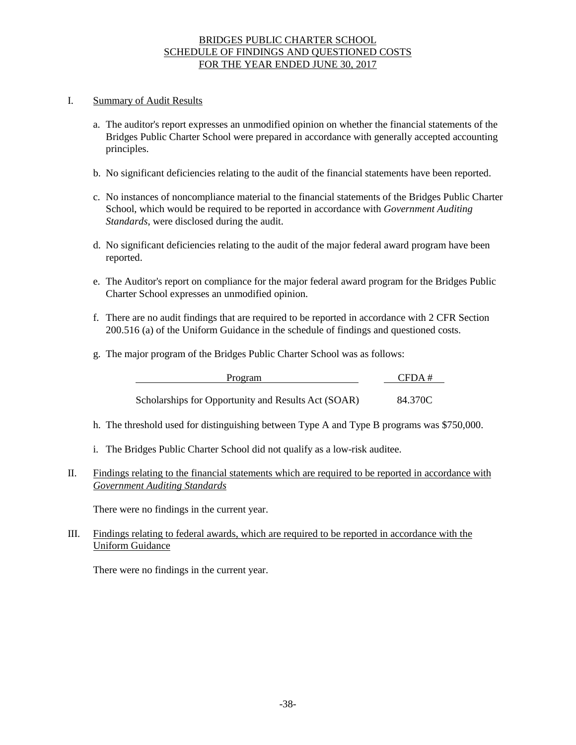# BRIDGES PUBLIC CHARTER SCHOOL
## SCHEDULE OF FINDINGS AND QUESTIONED COSTS
## FOR THE YEAR ENDED JUNE 30, 2017

I. Summary of Audit Results

a. The auditor's report expresses an unmodified opinion on whether the financial statements of the Bridges Public Charter School were prepared in accordance with generally accepted accounting principles.

b. No significant deficiencies relating to the audit of the financial statements have been reported.

c. No instances of noncompliance material to the financial statements of the Bridges Public Charter School, which would be required to be reported in accordance with *Government Auditing Standards*, were disclosed during the audit.

d. No significant deficiencies relating to the audit of the major federal award program have been reported.

e. The Auditor's report on compliance for the major federal award program for the Bridges Public Charter School expresses an unmodified opinion.

f. There are no audit findings that are required to be reported in accordance with 2 CFR Section 200.516 (a) of the Uniform Guidance in the schedule of findings and questioned costs.

g. The major program of the Bridges Public Charter School was as follows:

| Program | CFDA # |
|---|---|
| Scholarships for Opportunity and Results Act (SOAR) | 84.370C |

h. The threshold used for distinguishing between Type A and Type B programs was $750,000.

i. The Bridges Public Charter School did not qualify as a low-risk auditee.

II. Findings relating to the financial statements which are required to be reported in accordance with *Government Auditing Standards*

There were no findings in the current year.

III. Findings relating to federal awards, which are required to be reported in accordance with the Uniform Guidance

There were no findings in the current year.